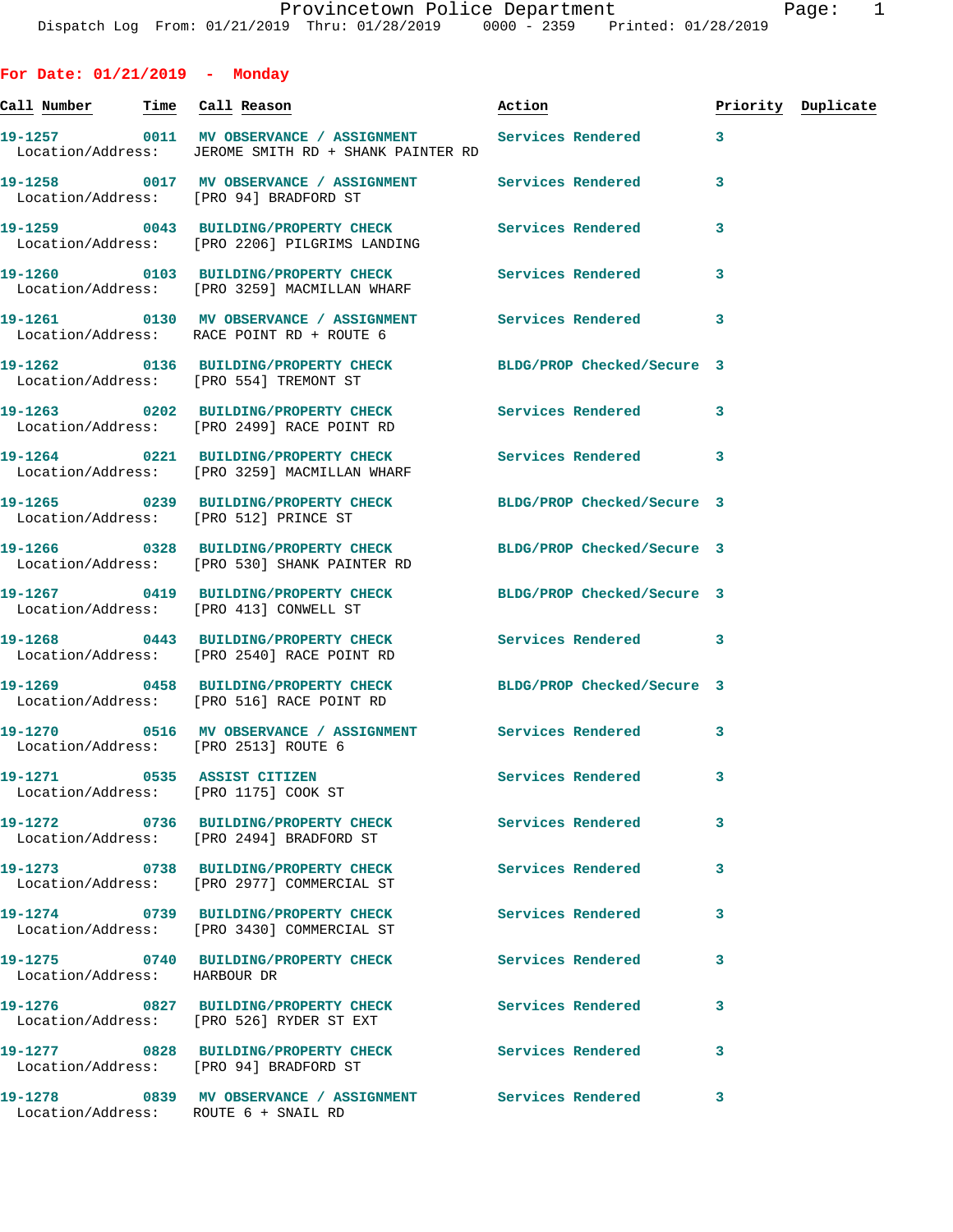Provincetown Police Department
Dispatch Log From: 01/21/2019 Thru: 01/28/2019 0000 - 2359 Printed: 01/28/2019

## For Date: 01/21/2019 - Monday

| Call Number | Time | Call Reason | Action | Priority | Duplicate |
|---|---|---|---|---|---|
| 19-1257 | 0011 | MV OBSERVANCE / ASSIGNMENT | Services Rendered | 3 | |
| Location/Address: | | JEROME SMITH RD + SHANK PAINTER RD | | | |
| 19-1258 | 0017 | MV OBSERVANCE / ASSIGNMENT | Services Rendered | 3 | |
| Location/Address: | | [PRO 94] BRADFORD ST | | | |
| 19-1259 | 0043 | BUILDING/PROPERTY CHECK | Services Rendered | 3 | |
| Location/Address: | | [PRO 2206] PILGRIMS LANDING | | | |
| 19-1260 | 0103 | BUILDING/PROPERTY CHECK | Services Rendered | 3 | |
| Location/Address: | | [PRO 3259] MACMILLAN WHARF | | | |
| 19-1261 | 0130 | MV OBSERVANCE / ASSIGNMENT | Services Rendered | 3 | |
| Location/Address: | | RACE POINT RD + ROUTE 6 | | | |
| 19-1262 | 0136 | BUILDING/PROPERTY CHECK | BLDG/PROP Checked/Secure | 3 | |
| Location/Address: | | [PRO 554] TREMONT ST | | | |
| 19-1263 | 0202 | BUILDING/PROPERTY CHECK | Services Rendered | 3 | |
| Location/Address: | | [PRO 2499] RACE POINT RD | | | |
| 19-1264 | 0221 | BUILDING/PROPERTY CHECK | Services Rendered | 3 | |
| Location/Address: | | [PRO 3259] MACMILLAN WHARF | | | |
| 19-1265 | 0239 | BUILDING/PROPERTY CHECK | BLDG/PROP Checked/Secure | 3 | |
| Location/Address: | | [PRO 512] PRINCE ST | | | |
| 19-1266 | 0328 | BUILDING/PROPERTY CHECK | BLDG/PROP Checked/Secure | 3 | |
| Location/Address: | | [PRO 530] SHANK PAINTER RD | | | |
| 19-1267 | 0419 | BUILDING/PROPERTY CHECK | BLDG/PROP Checked/Secure | 3 | |
| Location/Address: | | [PRO 413] CONWELL ST | | | |
| 19-1268 | 0443 | BUILDING/PROPERTY CHECK | Services Rendered | 3 | |
| Location/Address: | | [PRO 2540] RACE POINT RD | | | |
| 19-1269 | 0458 | BUILDING/PROPERTY CHECK | BLDG/PROP Checked/Secure | 3 | |
| Location/Address: | | [PRO 516] RACE POINT RD | | | |
| 19-1270 | 0516 | MV OBSERVANCE / ASSIGNMENT | Services Rendered | 3 | |
| Location/Address: | | [PRO 2513] ROUTE 6 | | | |
| 19-1271 | 0535 | ASSIST CITIZEN | Services Rendered | 3 | |
| Location/Address: | | [PRO 1175] COOK ST | | | |
| 19-1272 | 0736 | BUILDING/PROPERTY CHECK | Services Rendered | 3 | |
| Location/Address: | | [PRO 2494] BRADFORD ST | | | |
| 19-1273 | 0738 | BUILDING/PROPERTY CHECK | Services Rendered | 3 | |
| Location/Address: | | [PRO 2977] COMMERCIAL ST | | | |
| 19-1274 | 0739 | BUILDING/PROPERTY CHECK | Services Rendered | 3 | |
| Location/Address: | | [PRO 3430] COMMERCIAL ST | | | |
| 19-1275 | 0740 | BUILDING/PROPERTY CHECK | Services Rendered | 3 | |
| Location/Address: | | HARBOUR DR | | | |
| 19-1276 | 0827 | BUILDING/PROPERTY CHECK | Services Rendered | 3 | |
| Location/Address: | | [PRO 526] RYDER ST EXT | | | |
| 19-1277 | 0828 | BUILDING/PROPERTY CHECK | Services Rendered | 3 | |
| Location/Address: | | [PRO 94] BRADFORD ST | | | |
| 19-1278 | 0839 | MV OBSERVANCE / ASSIGNMENT | Services Rendered | 3 | |
| Location/Address: | | ROUTE 6 + SNAIL RD | | | |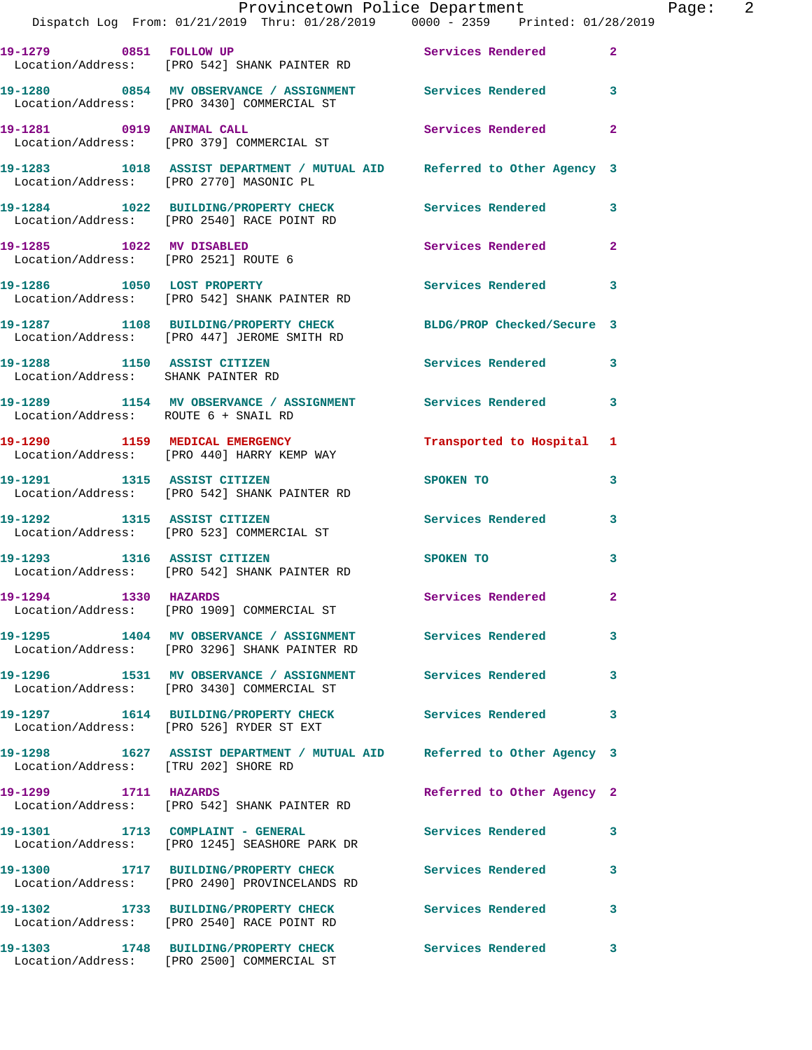| Call # | Time | Call Reason | Action | Priority |
|---|---|---|---|---|
| 19-1279 | 0851 | FOLLOW UP | Services Rendered | 2 |
| Location/Address: | | [PRO 542] SHANK PAINTER RD | | |
| 19-1280 | 0854 | MV OBSERVANCE / ASSIGNMENT | Services Rendered | 3 |
| Location/Address: | | [PRO 3430] COMMERCIAL ST | | |
| 19-1281 | 0919 | ANIMAL CALL | Services Rendered | 2 |
| Location/Address: | | [PRO 379] COMMERCIAL ST | | |
| 19-1283 | 1018 | ASSIST DEPARTMENT / MUTUAL AID | Referred to Other Agency | 3 |
| Location/Address: | | [PRO 2770] MASONIC PL | | |
| 19-1284 | 1022 | BUILDING/PROPERTY CHECK | Services Rendered | 3 |
| Location/Address: | | [PRO 2540] RACE POINT RD | | |
| 19-1285 | 1022 | MV DISABLED | Services Rendered | 2 |
| Location/Address: | | [PRO 2521] ROUTE 6 | | |
| 19-1286 | 1050 | LOST PROPERTY | Services Rendered | 3 |
| Location/Address: | | [PRO 542] SHANK PAINTER RD | | |
| 19-1287 | 1108 | BUILDING/PROPERTY CHECK | BLDG/PROP Checked/Secure | 3 |
| Location/Address: | | [PRO 447] JEROME SMITH RD | | |
| 19-1288 | 1150 | ASSIST CITIZEN | Services Rendered | 3 |
| Location/Address: | | SHANK PAINTER RD | | |
| 19-1289 | 1154 | MV OBSERVANCE / ASSIGNMENT | Services Rendered | 3 |
| Location/Address: | | ROUTE 6 + SNAIL RD | | |
| 19-1290 | 1159 | MEDICAL EMERGENCY | Transported to Hospital | 1 |
| Location/Address: | | [PRO 440] HARRY KEMP WAY | | |
| 19-1291 | 1315 | ASSIST CITIZEN | SPOKEN TO | 3 |
| Location/Address: | | [PRO 542] SHANK PAINTER RD | | |
| 19-1292 | 1315 | ASSIST CITIZEN | Services Rendered | 3 |
| Location/Address: | | [PRO 523] COMMERCIAL ST | | |
| 19-1293 | 1316 | ASSIST CITIZEN | SPOKEN TO | 3 |
| Location/Address: | | [PRO 542] SHANK PAINTER RD | | |
| 19-1294 | 1330 | HAZARDS | Services Rendered | 2 |
| Location/Address: | | [PRO 1909] COMMERCIAL ST | | |
| 19-1295 | 1404 | MV OBSERVANCE / ASSIGNMENT | Services Rendered | 3 |
| Location/Address: | | [PRO 3296] SHANK PAINTER RD | | |
| 19-1296 | 1531 | MV OBSERVANCE / ASSIGNMENT | Services Rendered | 3 |
| Location/Address: | | [PRO 3430] COMMERCIAL ST | | |
| 19-1297 | 1614 | BUILDING/PROPERTY CHECK | Services Rendered | 3 |
| Location/Address: | | [PRO 526] RYDER ST EXT | | |
| 19-1298 | 1627 | ASSIST DEPARTMENT / MUTUAL AID | Referred to Other Agency | 3 |
| Location/Address: | | [TRU 202] SHORE RD | | |
| 19-1299 | 1711 | HAZARDS | Referred to Other Agency | 2 |
| Location/Address: | | [PRO 542] SHANK PAINTER RD | | |
| 19-1301 | 1713 | COMPLAINT - GENERAL | Services Rendered | 3 |
| Location/Address: | | [PRO 1245] SEASHORE PARK DR | | |
| 19-1300 | 1717 | BUILDING/PROPERTY CHECK | Services Rendered | 3 |
| Location/Address: | | [PRO 2490] PROVINCELANDS RD | | |
| 19-1302 | 1733 | BUILDING/PROPERTY CHECK | Services Rendered | 3 |
| Location/Address: | | [PRO 2540] RACE POINT RD | | |
| 19-1303 | 1748 | BUILDING/PROPERTY CHECK | Services Rendered | 3 |
| Location/Address: | | [PRO 2500] COMMERCIAL ST | | |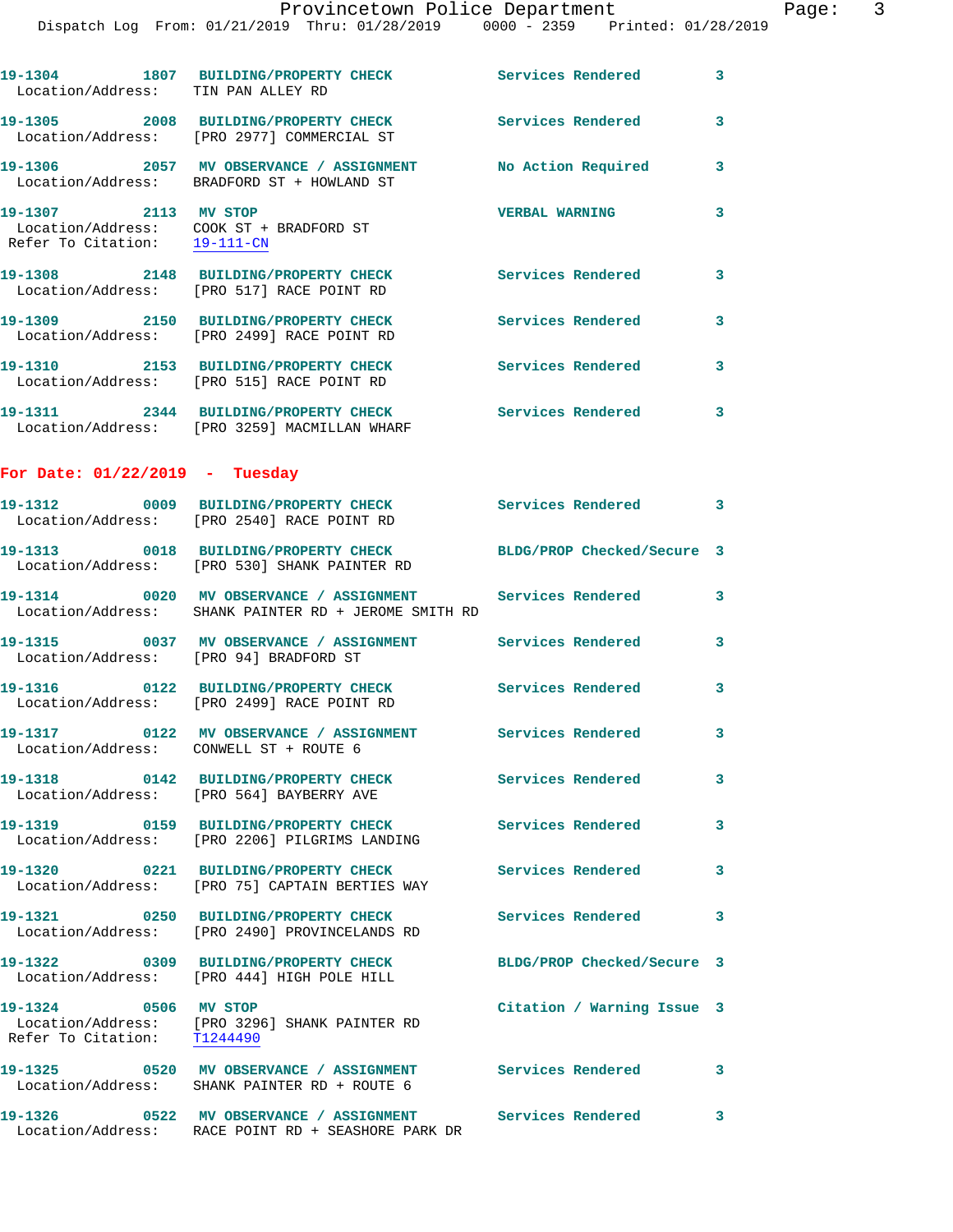19-1304 1807 BUILDING/PROPERTY CHECK Services Rendered 3
Location/Address: TIN PAN ALLEY RD

19-1305 2008 BUILDING/PROPERTY CHECK Services Rendered 3
Location/Address: [PRO 2977] COMMERCIAL ST

19-1306 2057 MV OBSERVANCE / ASSIGNMENT No Action Required 3
Location/Address: BRADFORD ST + HOWLAND ST

19-1307 2113 MV STOP VERBAL WARNING 3
Location/Address: COOK ST + BRADFORD ST
Refer To Citation: 19-111-CN

19-1308 2148 BUILDING/PROPERTY CHECK Services Rendered 3
Location/Address: [PRO 517] RACE POINT RD

19-1309 2150 BUILDING/PROPERTY CHECK Services Rendered 3
Location/Address: [PRO 2499] RACE POINT RD

19-1310 2153 BUILDING/PROPERTY CHECK Services Rendered 3
Location/Address: [PRO 515] RACE POINT RD

19-1311 2344 BUILDING/PROPERTY CHECK Services Rendered 3
Location/Address: [PRO 3259] MACMILLAN WHARF

## For Date: 01/22/2019 - Tuesday

19-1312 0009 BUILDING/PROPERTY CHECK Services Rendered 3
Location/Address: [PRO 2540] RACE POINT RD

19-1313 0018 BUILDING/PROPERTY CHECK BLDG/PROP Checked/Secure 3
Location/Address: [PRO 530] SHANK PAINTER RD

19-1314 0020 MV OBSERVANCE / ASSIGNMENT Services Rendered 3
Location/Address: SHANK PAINTER RD + JEROME SMITH RD

19-1315 0037 MV OBSERVANCE / ASSIGNMENT Services Rendered 3
Location/Address: [PRO 94] BRADFORD ST

19-1316 0122 BUILDING/PROPERTY CHECK Services Rendered 3
Location/Address: [PRO 2499] RACE POINT RD

19-1317 0122 MV OBSERVANCE / ASSIGNMENT Services Rendered 3
Location/Address: CONWELL ST + ROUTE 6

19-1318 0142 BUILDING/PROPERTY CHECK Services Rendered 3
Location/Address: [PRO 564] BAYBERRY AVE

19-1319 0159 BUILDING/PROPERTY CHECK Services Rendered 3
Location/Address: [PRO 2206] PILGRIMS LANDING

19-1320 0221 BUILDING/PROPERTY CHECK Services Rendered 3
Location/Address: [PRO 75] CAPTAIN BERTIES WAY

19-1321 0250 BUILDING/PROPERTY CHECK Services Rendered 3
Location/Address: [PRO 2490] PROVINCELANDS RD

19-1322 0309 BUILDING/PROPERTY CHECK BLDG/PROP Checked/Secure 3
Location/Address: [PRO 444] HIGH POLE HILL

19-1324 0506 MV STOP Citation / Warning Issue 3
Location/Address: [PRO 3296] SHANK PAINTER RD
Refer To Citation: T1244490

19-1325 0520 MV OBSERVANCE / ASSIGNMENT Services Rendered 3
Location/Address: SHANK PAINTER RD + ROUTE 6

19-1326 0522 MV OBSERVANCE / ASSIGNMENT Services Rendered 3
Location/Address: RACE POINT RD + SEASHORE PARK DR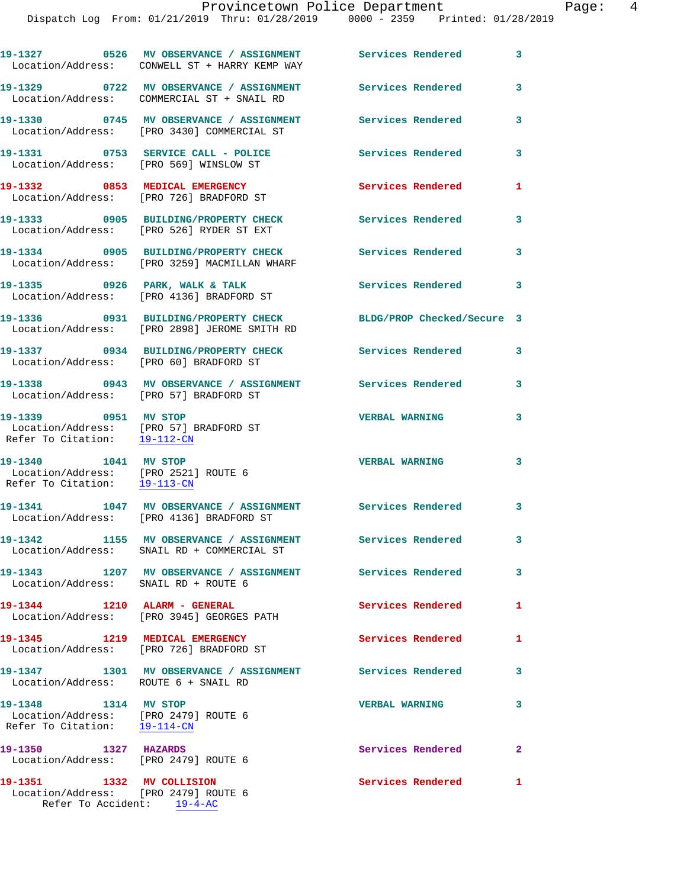19-1327 0526 MV OBSERVANCE / ASSIGNMENT Services Rendered 3
Location/Address: CONWELL ST + HARRY KEMP WAY

19-1329 0722 MV OBSERVANCE / ASSIGNMENT Services Rendered 3
Location/Address: COMMERCIAL ST + SNAIL RD

19-1330 0745 MV OBSERVANCE / ASSIGNMENT Services Rendered 3
Location/Address: [PRO 3430] COMMERCIAL ST

19-1331 0753 SERVICE CALL - POLICE Services Rendered 3
Location/Address: [PRO 569] WINSLOW ST

19-1332 0853 MEDICAL EMERGENCY Services Rendered 1
Location/Address: [PRO 726] BRADFORD ST

19-1333 0905 BUILDING/PROPERTY CHECK Services Rendered 3
Location/Address: [PRO 526] RYDER ST EXT

19-1334 0905 BUILDING/PROPERTY CHECK Services Rendered 3
Location/Address: [PRO 3259] MACMILLAN WHARF

19-1335 0926 PARK, WALK & TALK Services Rendered 3
Location/Address: [PRO 4136] BRADFORD ST

19-1336 0931 BUILDING/PROPERTY CHECK BLDG/PROP Checked/Secure 3
Location/Address: [PRO 2898] JEROME SMITH RD

19-1337 0934 BUILDING/PROPERTY CHECK Services Rendered 3
Location/Address: [PRO 60] BRADFORD ST

19-1338 0943 MV OBSERVANCE / ASSIGNMENT Services Rendered 3
Location/Address: [PRO 57] BRADFORD ST

19-1339 0951 MV STOP VERBAL WARNING 3
Location/Address: [PRO 57] BRADFORD ST
Refer To Citation: 19-112-CN

19-1340 1041 MV STOP VERBAL WARNING 3
Location/Address: [PRO 2521] ROUTE 6
Refer To Citation: 19-113-CN

19-1341 1047 MV OBSERVANCE / ASSIGNMENT Services Rendered 3
Location/Address: [PRO 4136] BRADFORD ST

19-1342 1155 MV OBSERVANCE / ASSIGNMENT Services Rendered 3
Location/Address: SNAIL RD + COMMERCIAL ST

19-1343 1207 MV OBSERVANCE / ASSIGNMENT Services Rendered 3
Location/Address: SNAIL RD + ROUTE 6

19-1344 1210 ALARM - GENERAL Services Rendered 1
Location/Address: [PRO 3945] GEORGES PATH

19-1345 1219 MEDICAL EMERGENCY Services Rendered 1
Location/Address: [PRO 726] BRADFORD ST

19-1347 1301 MV OBSERVANCE / ASSIGNMENT Services Rendered 3
Location/Address: ROUTE 6 + SNAIL RD

19-1348 1314 MV STOP VERBAL WARNING 3
Location/Address: [PRO 2479] ROUTE 6
Refer To Citation: 19-114-CN

19-1350 1327 HAZARDS Services Rendered 2
Location/Address: [PRO 2479] ROUTE 6

19-1351 1332 MV COLLISION Services Rendered 1
Location/Address: [PRO 2479] ROUTE 6
Refer To Accident: 19-4-AC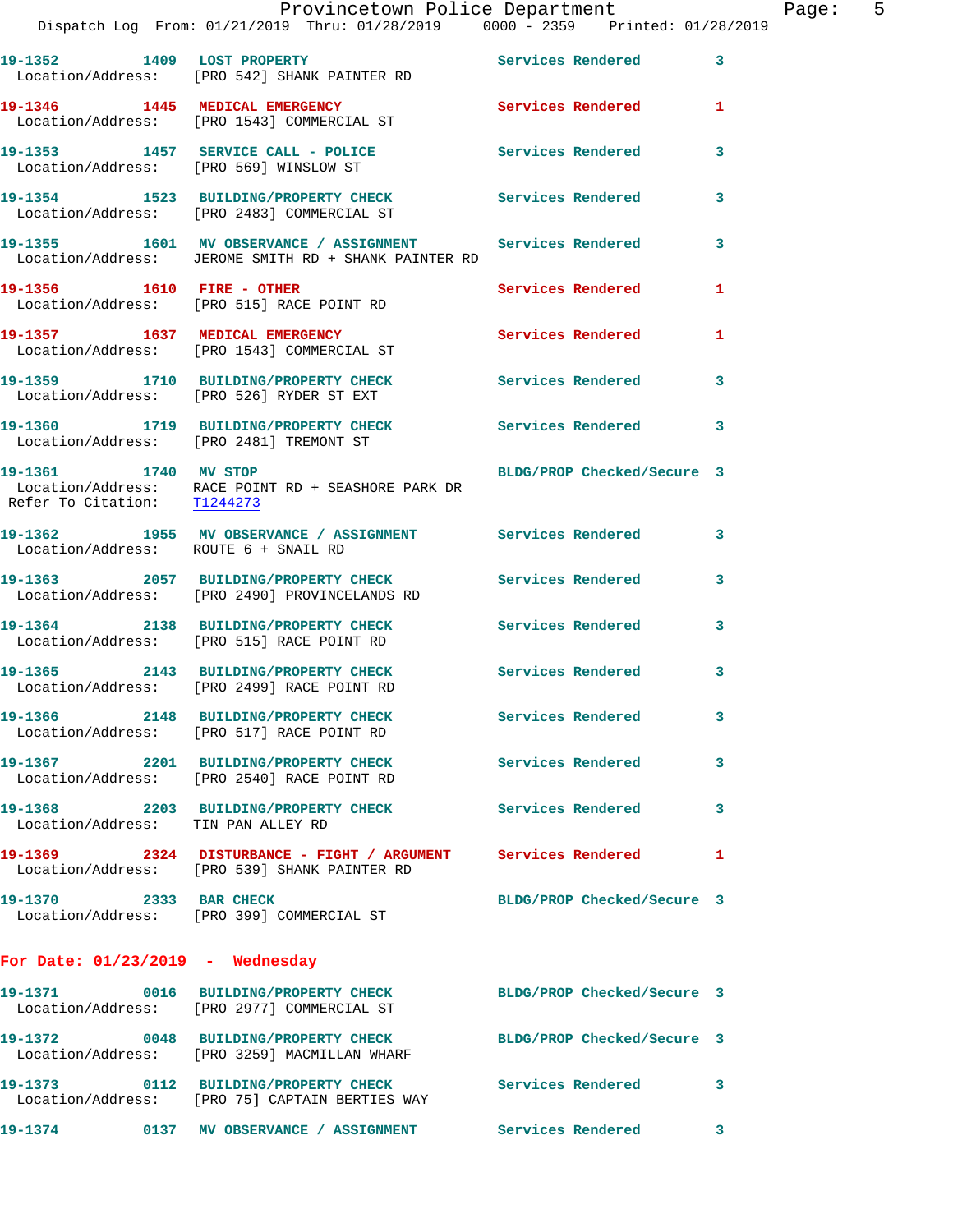19-1352 1409 LOST PROPERTY Services Rendered 3
Location/Address: [PRO 542] SHANK PAINTER RD

19-1346 1445 MEDICAL EMERGENCY Services Rendered 1
Location/Address: [PRO 1543] COMMERCIAL ST

19-1353 1457 SERVICE CALL - POLICE Services Rendered 3
Location/Address: [PRO 569] WINSLOW ST

19-1354 1523 BUILDING/PROPERTY CHECK Services Rendered 3
Location/Address: [PRO 2483] COMMERCIAL ST

19-1355 1601 MV OBSERVANCE / ASSIGNMENT Services Rendered 3
Location/Address: JEROME SMITH RD + SHANK PAINTER RD

19-1356 1610 FIRE - OTHER Services Rendered 1
Location/Address: [PRO 515] RACE POINT RD

19-1357 1637 MEDICAL EMERGENCY Services Rendered 1
Location/Address: [PRO 1543] COMMERCIAL ST

19-1359 1710 BUILDING/PROPERTY CHECK Services Rendered 3
Location/Address: [PRO 526] RYDER ST EXT

19-1360 1719 BUILDING/PROPERTY CHECK Services Rendered 3
Location/Address: [PRO 2481] TREMONT ST

19-1361 1740 MV STOP BLDG/PROP Checked/Secure 3
Location/Address: RACE POINT RD + SEASHORE PARK DR
Refer To Citation: T1244273

19-1362 1955 MV OBSERVANCE / ASSIGNMENT Services Rendered 3
Location/Address: ROUTE 6 + SNAIL RD

19-1363 2057 BUILDING/PROPERTY CHECK Services Rendered 3
Location/Address: [PRO 2490] PROVINCELANDS RD

19-1364 2138 BUILDING/PROPERTY CHECK Services Rendered 3
Location/Address: [PRO 515] RACE POINT RD

19-1365 2143 BUILDING/PROPERTY CHECK Services Rendered 3
Location/Address: [PRO 2499] RACE POINT RD

19-1366 2148 BUILDING/PROPERTY CHECK Services Rendered 3
Location/Address: [PRO 517] RACE POINT RD

19-1367 2201 BUILDING/PROPERTY CHECK Services Rendered 3
Location/Address: [PRO 2540] RACE POINT RD

19-1368 2203 BUILDING/PROPERTY CHECK Services Rendered 3
Location/Address: TIN PAN ALLEY RD

19-1369 2324 DISTURBANCE - FIGHT / ARGUMENT Services Rendered 1
Location/Address: [PRO 539] SHANK PAINTER RD

19-1370 2333 BAR CHECK BLDG/PROP Checked/Secure 3
Location/Address: [PRO 399] COMMERCIAL ST

**For Date: 01/23/2019 - Wednesday**

19-1371 0016 BUILDING/PROPERTY CHECK BLDG/PROP Checked/Secure 3
Location/Address: [PRO 2977] COMMERCIAL ST

19-1372 0048 BUILDING/PROPERTY CHECK BLDG/PROP Checked/Secure 3
Location/Address: [PRO 3259] MACMILLAN WHARF

19-1373 0112 BUILDING/PROPERTY CHECK Services Rendered 3
Location/Address: [PRO 75] CAPTAIN BERTIES WAY

19-1374 0137 MV OBSERVANCE / ASSIGNMENT Services Rendered 3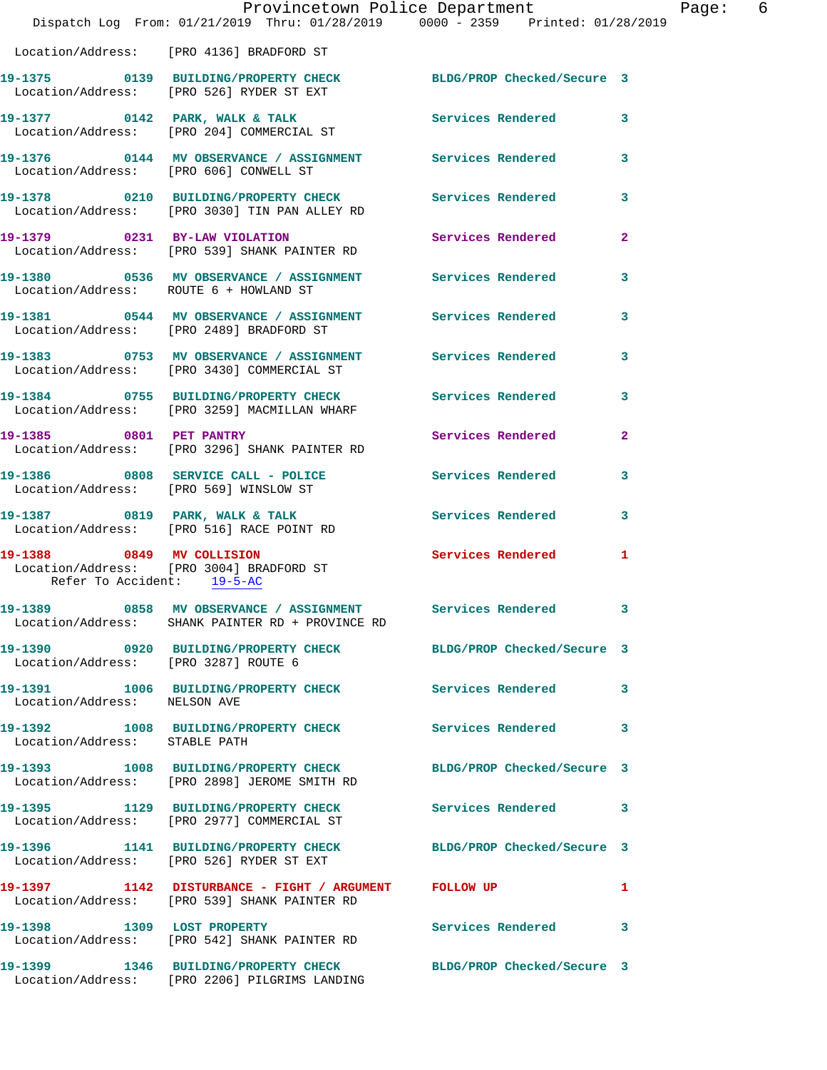Location/Address: [PRO 4136] BRADFORD ST

**19-1375 0139 BUILDING/PROPERTY CHECK** BLDG/PROP Checked/Secure 3
Location/Address: [PRO 526] RYDER ST EXT

**19-1377 0142 PARK, WALK & TALK** Services Rendered 3
Location/Address: [PRO 204] COMMERCIAL ST

**19-1376 0144 MV OBSERVANCE / ASSIGNMENT** Services Rendered 3
Location/Address: [PRO 606] CONWELL ST

**19-1378 0210 BUILDING/PROPERTY CHECK** Services Rendered 3
Location/Address: [PRO 3030] TIN PAN ALLEY RD

**19-1379 0231 BY-LAW VIOLATION** Services Rendered 2
Location/Address: [PRO 539] SHANK PAINTER RD

**19-1380 0536 MV OBSERVANCE / ASSIGNMENT** Services Rendered 3
Location/Address: ROUTE 6 + HOWLAND ST

**19-1381 0544 MV OBSERVANCE / ASSIGNMENT** Services Rendered 3
Location/Address: [PRO 2489] BRADFORD ST

**19-1383 0753 MV OBSERVANCE / ASSIGNMENT** Services Rendered 3
Location/Address: [PRO 3430] COMMERCIAL ST

**19-1384 0755 BUILDING/PROPERTY CHECK** Services Rendered 3
Location/Address: [PRO 3259] MACMILLAN WHARF

**19-1385 0801 PET PANTRY** Services Rendered 2
Location/Address: [PRO 3296] SHANK PAINTER RD

**19-1386 0808 SERVICE CALL - POLICE** Services Rendered 3
Location/Address: [PRO 569] WINSLOW ST

**19-1387 0819 PARK, WALK & TALK** Services Rendered 3
Location/Address: [PRO 516] RACE POINT RD

**19-1388 0849 MV COLLISION** Services Rendered 1
Location/Address: [PRO 3004] BRADFORD ST
Refer To Accident: 19-5-AC

**19-1389 0858 MV OBSERVANCE / ASSIGNMENT** Services Rendered 3
Location/Address: SHANK PAINTER RD + PROVINCE RD

**19-1390 0920 BUILDING/PROPERTY CHECK** BLDG/PROP Checked/Secure 3
Location/Address: [PRO 3287] ROUTE 6

**19-1391 1006 BUILDING/PROPERTY CHECK** Services Rendered 3
Location/Address: NELSON AVE

**19-1392 1008 BUILDING/PROPERTY CHECK** Services Rendered 3
Location/Address: STABLE PATH

**19-1393 1008 BUILDING/PROPERTY CHECK** BLDG/PROP Checked/Secure 3
Location/Address: [PRO 2898] JEROME SMITH RD

**19-1395 1129 BUILDING/PROPERTY CHECK** Services Rendered 3
Location/Address: [PRO 2977] COMMERCIAL ST

**19-1396 1141 BUILDING/PROPERTY CHECK** BLDG/PROP Checked/Secure 3
Location/Address: [PRO 526] RYDER ST EXT

**19-1397 1142 DISTURBANCE - FIGHT / ARGUMENT** FOLLOW UP 1
Location/Address: [PRO 539] SHANK PAINTER RD

**19-1398 1309 LOST PROPERTY** Services Rendered 3
Location/Address: [PRO 542] SHANK PAINTER RD

**19-1399 1346 BUILDING/PROPERTY CHECK** BLDG/PROP Checked/Secure 3
Location/Address: [PRO 2206] PILGRIMS LANDING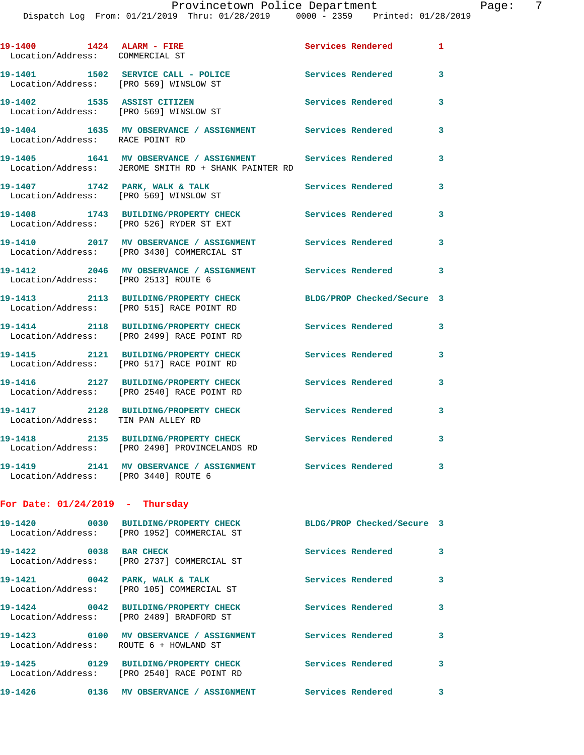19-1400 1424 ALARM - FIRE Services Rendered 1
Location/Address: COMMERCIAL ST

19-1401 1502 SERVICE CALL - POLICE Services Rendered 3
Location/Address: [PRO 569] WINSLOW ST

19-1402 1535 ASSIST CITIZEN Services Rendered 3
Location/Address: [PRO 569] WINSLOW ST

19-1404 1635 MV OBSERVANCE / ASSIGNMENT Services Rendered 3
Location/Address: RACE POINT RD

19-1405 1641 MV OBSERVANCE / ASSIGNMENT Services Rendered 3
Location/Address: JEROME SMITH RD + SHANK PAINTER RD

19-1407 1742 PARK, WALK & TALK Services Rendered 3
Location/Address: [PRO 569] WINSLOW ST

19-1408 1743 BUILDING/PROPERTY CHECK Services Rendered 3
Location/Address: [PRO 526] RYDER ST EXT

19-1410 2017 MV OBSERVANCE / ASSIGNMENT Services Rendered 3
Location/Address: [PRO 3430] COMMERCIAL ST

19-1412 2046 MV OBSERVANCE / ASSIGNMENT Services Rendered 3
Location/Address: [PRO 2513] ROUTE 6

19-1413 2113 BUILDING/PROPERTY CHECK BLDG/PROP Checked/Secure 3
Location/Address: [PRO 515] RACE POINT RD

19-1414 2118 BUILDING/PROPERTY CHECK Services Rendered 3
Location/Address: [PRO 2499] RACE POINT RD

19-1415 2121 BUILDING/PROPERTY CHECK Services Rendered 3
Location/Address: [PRO 517] RACE POINT RD

19-1416 2127 BUILDING/PROPERTY CHECK Services Rendered 3
Location/Address: [PRO 2540] RACE POINT RD

19-1417 2128 BUILDING/PROPERTY CHECK Services Rendered 3
Location/Address: TIN PAN ALLEY RD

19-1418 2135 BUILDING/PROPERTY CHECK Services Rendered 3
Location/Address: [PRO 2490] PROVINCELANDS RD

19-1419 2141 MV OBSERVANCE / ASSIGNMENT Services Rendered 3
Location/Address: [PRO 3440] ROUTE 6

## For Date: 01/24/2019 - Thursday

19-1420 0030 BUILDING/PROPERTY CHECK BLDG/PROP Checked/Secure 3
Location/Address: [PRO 1952] COMMERCIAL ST

19-1422 0038 BAR CHECK Services Rendered 3
Location/Address: [PRO 2737] COMMERCIAL ST

19-1421 0042 PARK, WALK & TALK Services Rendered 3
Location/Address: [PRO 105] COMMERCIAL ST

19-1424 0042 BUILDING/PROPERTY CHECK Services Rendered 3
Location/Address: [PRO 2489] BRADFORD ST

19-1423 0100 MV OBSERVANCE / ASSIGNMENT Services Rendered 3
Location/Address: ROUTE 6 + HOWLAND ST

19-1425 0129 BUILDING/PROPERTY CHECK Services Rendered 3
Location/Address: [PRO 2540] RACE POINT RD

19-1426 0136 MV OBSERVANCE / ASSIGNMENT Services Rendered 3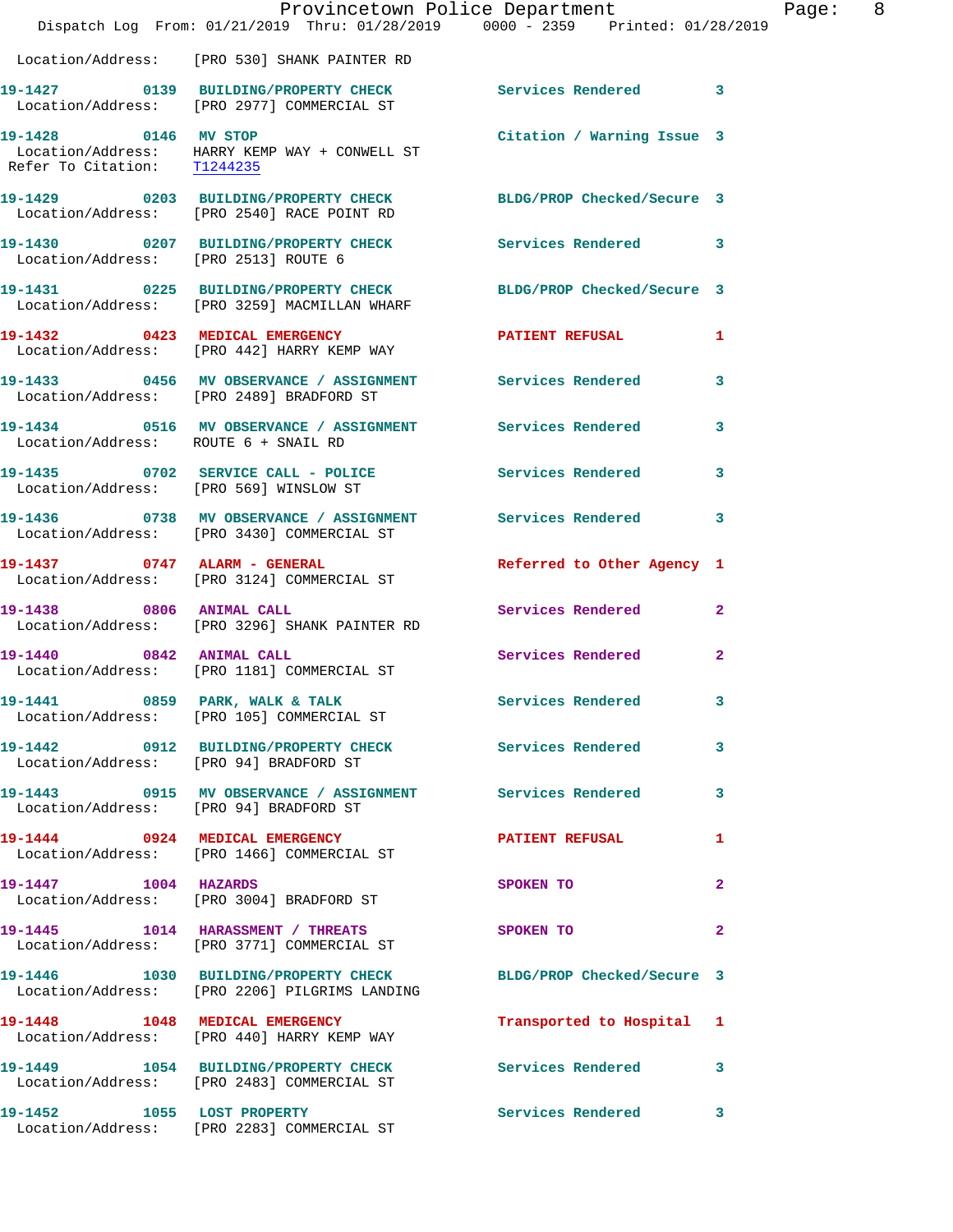Location/Address: [PRO 530] SHANK PAINTER RD

**19-1427 0139 BUILDING/PROPERTY CHECK** Services Rendered 3
Location/Address: [PRO 2977] COMMERCIAL ST

**19-1428 0146 MV STOP** Citation / Warning Issue 3
Location/Address: HARRY KEMP WAY + CONWELL ST
Refer To Citation: T1244235

**19-1429 0203 BUILDING/PROPERTY CHECK** BLDG/PROP Checked/Secure 3
Location/Address: [PRO 2540] RACE POINT RD

**19-1430 0207 BUILDING/PROPERTY CHECK** Services Rendered 3
Location/Address: [PRO 2513] ROUTE 6

**19-1431 0225 BUILDING/PROPERTY CHECK** BLDG/PROP Checked/Secure 3
Location/Address: [PRO 3259] MACMILLAN WHARF

**19-1432 0423 MEDICAL EMERGENCY** PATIENT REFUSAL 1
Location/Address: [PRO 442] HARRY KEMP WAY

**19-1433 0456 MV OBSERVANCE / ASSIGNMENT** Services Rendered 3
Location/Address: [PRO 2489] BRADFORD ST

**19-1434 0516 MV OBSERVANCE / ASSIGNMENT** Services Rendered 3
Location/Address: ROUTE 6 + SNAIL RD

**19-1435 0702 SERVICE CALL - POLICE** Services Rendered 3
Location/Address: [PRO 569] WINSLOW ST

**19-1436 0738 MV OBSERVANCE / ASSIGNMENT** Services Rendered 3
Location/Address: [PRO 3430] COMMERCIAL ST

**19-1437 0747 ALARM - GENERAL** Referred to Other Agency 1
Location/Address: [PRO 3124] COMMERCIAL ST

**19-1438 0806 ANIMAL CALL** Services Rendered 2
Location/Address: [PRO 3296] SHANK PAINTER RD

**19-1440 0842 ANIMAL CALL** Services Rendered 2
Location/Address: [PRO 1181] COMMERCIAL ST

**19-1441 0859 PARK, WALK & TALK** Services Rendered 3
Location/Address: [PRO 105] COMMERCIAL ST

**19-1442 0912 BUILDING/PROPERTY CHECK** Services Rendered 3
Location/Address: [PRO 94] BRADFORD ST

**19-1443 0915 MV OBSERVANCE / ASSIGNMENT** Services Rendered 3
Location/Address: [PRO 94] BRADFORD ST

**19-1444 0924 MEDICAL EMERGENCY** PATIENT REFUSAL 1
Location/Address: [PRO 1466] COMMERCIAL ST

**19-1447 1004 HAZARDS** SPOKEN TO 2
Location/Address: [PRO 3004] BRADFORD ST

**19-1445 1014 HARASSMENT / THREATS** SPOKEN TO 2
Location/Address: [PRO 3771] COMMERCIAL ST

**19-1446 1030 BUILDING/PROPERTY CHECK** BLDG/PROP Checked/Secure 3
Location/Address: [PRO 2206] PILGRIMS LANDING

**19-1448 1048 MEDICAL EMERGENCY** Transported to Hospital 1
Location/Address: [PRO 440] HARRY KEMP WAY

**19-1449 1054 BUILDING/PROPERTY CHECK** Services Rendered 3
Location/Address: [PRO 2483] COMMERCIAL ST

**19-1452 1055 LOST PROPERTY** Services Rendered 3
Location/Address: [PRO 2283] COMMERCIAL ST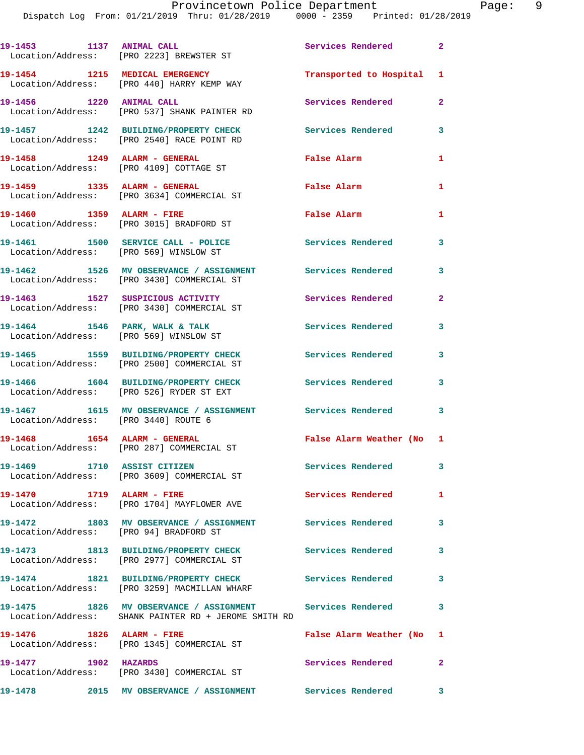19-1453 1137 ANIMAL CALL Services Rendered 2
Location/Address: [PRO 2223] BREWSTER ST

19-1454 1215 MEDICAL EMERGENCY Transported to Hospital 1
Location/Address: [PRO 440] HARRY KEMP WAY

19-1456 1220 ANIMAL CALL Services Rendered 2
Location/Address: [PRO 537] SHANK PAINTER RD

19-1457 1242 BUILDING/PROPERTY CHECK Services Rendered 3
Location/Address: [PRO 2540] RACE POINT RD

19-1458 1249 ALARM - GENERAL False Alarm 1
Location/Address: [PRO 4109] COTTAGE ST

19-1459 1335 ALARM - GENERAL False Alarm 1
Location/Address: [PRO 3634] COMMERCIAL ST

19-1460 1359 ALARM - FIRE False Alarm 1
Location/Address: [PRO 3015] BRADFORD ST

19-1461 1500 SERVICE CALL - POLICE Services Rendered 3
Location/Address: [PRO 569] WINSLOW ST

19-1462 1526 MV OBSERVANCE / ASSIGNMENT Services Rendered 3
Location/Address: [PRO 3430] COMMERCIAL ST

19-1463 1527 SUSPICIOUS ACTIVITY Services Rendered 2
Location/Address: [PRO 3430] COMMERCIAL ST

19-1464 1546 PARK, WALK & TALK Services Rendered 3
Location/Address: [PRO 569] WINSLOW ST

19-1465 1559 BUILDING/PROPERTY CHECK Services Rendered 3
Location/Address: [PRO 2500] COMMERCIAL ST

19-1466 1604 BUILDING/PROPERTY CHECK Services Rendered 3
Location/Address: [PRO 526] RYDER ST EXT

19-1467 1615 MV OBSERVANCE / ASSIGNMENT Services Rendered 3
Location/Address: [PRO 3440] ROUTE 6

19-1468 1654 ALARM - GENERAL False Alarm Weather (No 1
Location/Address: [PRO 287] COMMERCIAL ST

19-1469 1710 ASSIST CITIZEN Services Rendered 3
Location/Address: [PRO 3609] COMMERCIAL ST

19-1470 1719 ALARM - FIRE Services Rendered 1
Location/Address: [PRO 1704] MAYFLOWER AVE

19-1472 1803 MV OBSERVANCE / ASSIGNMENT Services Rendered 3
Location/Address: [PRO 94] BRADFORD ST

19-1473 1813 BUILDING/PROPERTY CHECK Services Rendered 3
Location/Address: [PRO 2977] COMMERCIAL ST

19-1474 1821 BUILDING/PROPERTY CHECK Services Rendered 3
Location/Address: [PRO 3259] MACMILLAN WHARF

19-1475 1826 MV OBSERVANCE / ASSIGNMENT Services Rendered 3
Location/Address: SHANK PAINTER RD + JEROME SMITH RD

19-1476 1826 ALARM - FIRE False Alarm Weather (No 1
Location/Address: [PRO 1345] COMMERCIAL ST

19-1477 1902 HAZARDS Services Rendered 2
Location/Address: [PRO 3430] COMMERCIAL ST

19-1478 2015 MV OBSERVANCE / ASSIGNMENT Services Rendered 3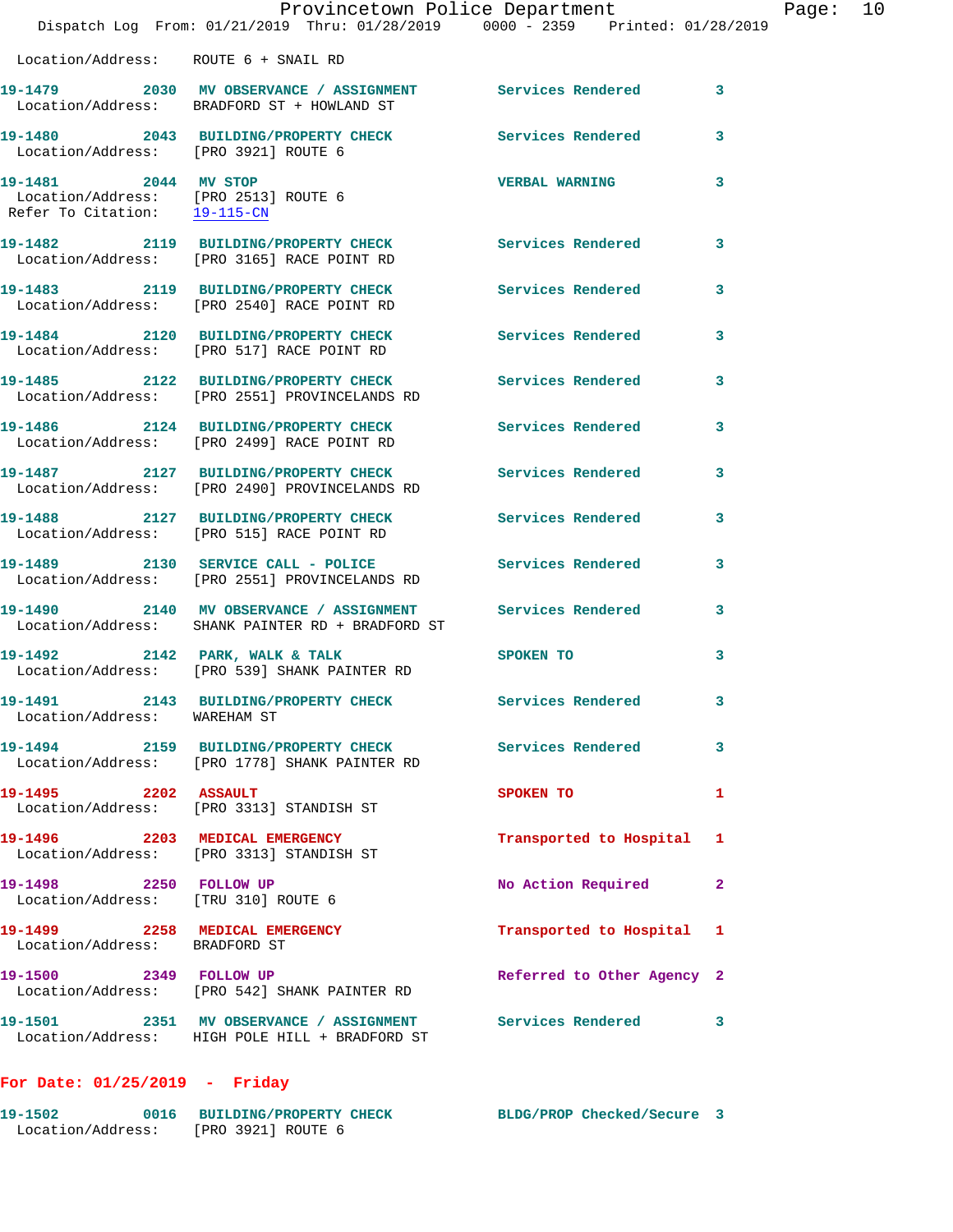Location/Address: ROUTE 6 + SNAIL RD

**19-1479** 2030 **MV OBSERVANCE / ASSIGNMENT** Services Rendered 3
Location/Address: BRADFORD ST + HOWLAND ST

**19-1480** 2043 **BUILDING/PROPERTY CHECK** Services Rendered 3
Location/Address: [PRO 3921] ROUTE 6

**19-1481** 2044 **MV STOP** VERBAL WARNING 3
Location/Address: [PRO 2513] ROUTE 6
Refer To Citation: 19-115-CN

**19-1482** 2119 **BUILDING/PROPERTY CHECK** Services Rendered 3
Location/Address: [PRO 3165] RACE POINT RD

**19-1483** 2119 **BUILDING/PROPERTY CHECK** Services Rendered 3
Location/Address: [PRO 2540] RACE POINT RD

**19-1484** 2120 **BUILDING/PROPERTY CHECK** Services Rendered 3
Location/Address: [PRO 517] RACE POINT RD

**19-1485** 2122 **BUILDING/PROPERTY CHECK** Services Rendered 3
Location/Address: [PRO 2551] PROVINCELANDS RD

**19-1486** 2124 **BUILDING/PROPERTY CHECK** Services Rendered 3
Location/Address: [PRO 2499] RACE POINT RD

**19-1487** 2127 **BUILDING/PROPERTY CHECK** Services Rendered 3
Location/Address: [PRO 2490] PROVINCELANDS RD

**19-1488** 2127 **BUILDING/PROPERTY CHECK** Services Rendered 3
Location/Address: [PRO 515] RACE POINT RD

**19-1489** 2130 **SERVICE CALL - POLICE** Services Rendered 3
Location/Address: [PRO 2551] PROVINCELANDS RD

**19-1490** 2140 **MV OBSERVANCE / ASSIGNMENT** Services Rendered 3
Location/Address: SHANK PAINTER RD + BRADFORD ST

**19-1492** 2142 **PARK, WALK & TALK** SPOKEN TO 3
Location/Address: [PRO 539] SHANK PAINTER RD

**19-1491** 2143 **BUILDING/PROPERTY CHECK** Services Rendered 3
Location/Address: WAREHAM ST

**19-1494** 2159 **BUILDING/PROPERTY CHECK** Services Rendered 3
Location/Address: [PRO 1778] SHANK PAINTER RD

**19-1495** 2202 **ASSAULT** SPOKEN TO 1
Location/Address: [PRO 3313] STANDISH ST

**19-1496** 2203 **MEDICAL EMERGENCY** Transported to Hospital 1
Location/Address: [PRO 3313] STANDISH ST

**19-1498** 2250 **FOLLOW UP** No Action Required 2
Location/Address: [TRU 310] ROUTE 6

**19-1499** 2258 **MEDICAL EMERGENCY** Transported to Hospital 1
Location/Address: BRADFORD ST

**19-1500** 2349 **FOLLOW UP** Referred to Other Agency 2
Location/Address: [PRO 542] SHANK PAINTER RD

**19-1501** 2351 **MV OBSERVANCE / ASSIGNMENT** Services Rendered 3
Location/Address: HIGH POLE HILL + BRADFORD ST

## For Date: 01/25/2019 - Friday

**19-1502** 0016 **BUILDING/PROPERTY CHECK** BLDG/PROP Checked/Secure 3
Location/Address: [PRO 3921] ROUTE 6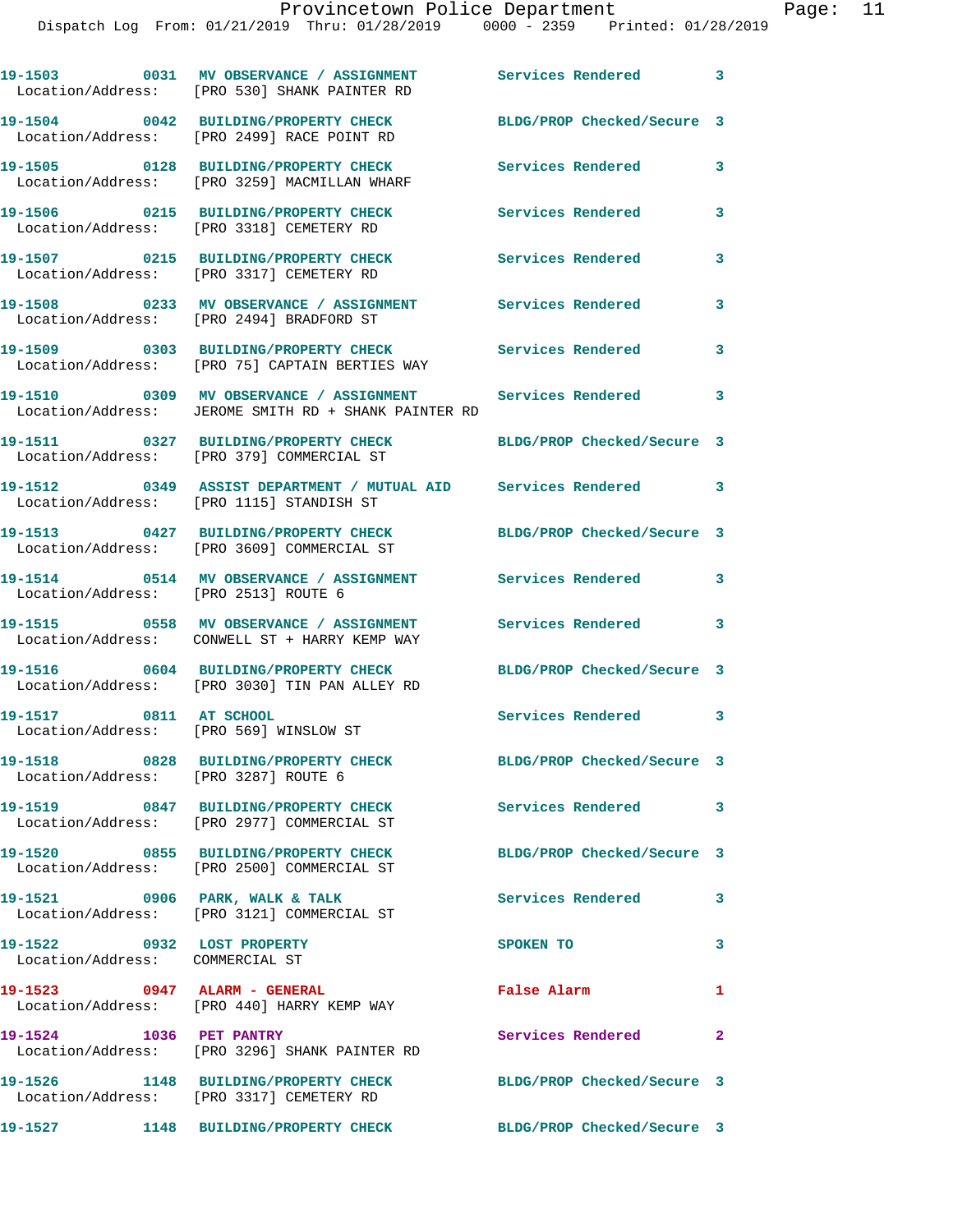19-1503 0031 MV OBSERVANCE / ASSIGNMENT Services Rendered 3
Location/Address: [PRO 530] SHANK PAINTER RD

19-1504 0042 BUILDING/PROPERTY CHECK BLDG/PROP Checked/Secure 3
Location/Address: [PRO 2499] RACE POINT RD

19-1505 0128 BUILDING/PROPERTY CHECK Services Rendered 3
Location/Address: [PRO 3259] MACMILLAN WHARF

19-1506 0215 BUILDING/PROPERTY CHECK Services Rendered 3
Location/Address: [PRO 3318] CEMETERY RD

19-1507 0215 BUILDING/PROPERTY CHECK Services Rendered 3
Location/Address: [PRO 3317] CEMETERY RD

19-1508 0233 MV OBSERVANCE / ASSIGNMENT Services Rendered 3
Location/Address: [PRO 2494] BRADFORD ST

19-1509 0303 BUILDING/PROPERTY CHECK Services Rendered 3
Location/Address: [PRO 75] CAPTAIN BERTIES WAY

19-1510 0309 MV OBSERVANCE / ASSIGNMENT Services Rendered 3
Location/Address: JEROME SMITH RD + SHANK PAINTER RD

19-1511 0327 BUILDING/PROPERTY CHECK BLDG/PROP Checked/Secure 3
Location/Address: [PRO 379] COMMERCIAL ST

19-1512 0349 ASSIST DEPARTMENT / MUTUAL AID Services Rendered 3
Location/Address: [PRO 1115] STANDISH ST

19-1513 0427 BUILDING/PROPERTY CHECK BLDG/PROP Checked/Secure 3
Location/Address: [PRO 3609] COMMERCIAL ST

19-1514 0514 MV OBSERVANCE / ASSIGNMENT Services Rendered 3
Location/Address: [PRO 2513] ROUTE 6

19-1515 0558 MV OBSERVANCE / ASSIGNMENT Services Rendered 3
Location/Address: CONWELL ST + HARRY KEMP WAY

19-1516 0604 BUILDING/PROPERTY CHECK BLDG/PROP Checked/Secure 3
Location/Address: [PRO 3030] TIN PAN ALLEY RD

19-1517 0811 AT SCHOOL Services Rendered 3
Location/Address: [PRO 569] WINSLOW ST

19-1518 0828 BUILDING/PROPERTY CHECK BLDG/PROP Checked/Secure 3
Location/Address: [PRO 3287] ROUTE 6

19-1519 0847 BUILDING/PROPERTY CHECK Services Rendered 3
Location/Address: [PRO 2977] COMMERCIAL ST

19-1520 0855 BUILDING/PROPERTY CHECK BLDG/PROP Checked/Secure 3
Location/Address: [PRO 2500] COMMERCIAL ST

19-1521 0906 PARK, WALK & TALK Services Rendered 3
Location/Address: [PRO 3121] COMMERCIAL ST

19-1522 0932 LOST PROPERTY SPOKEN TO 3
Location/Address: COMMERCIAL ST

19-1523 0947 ALARM - GENERAL False Alarm 1
Location/Address: [PRO 440] HARRY KEMP WAY

19-1524 1036 PET PANTRY Services Rendered 2
Location/Address: [PRO 3296] SHANK PAINTER RD

19-1526 1148 BUILDING/PROPERTY CHECK BLDG/PROP Checked/Secure 3
Location/Address: [PRO 3317] CEMETERY RD

19-1527 1148 BUILDING/PROPERTY CHECK BLDG/PROP Checked/Secure 3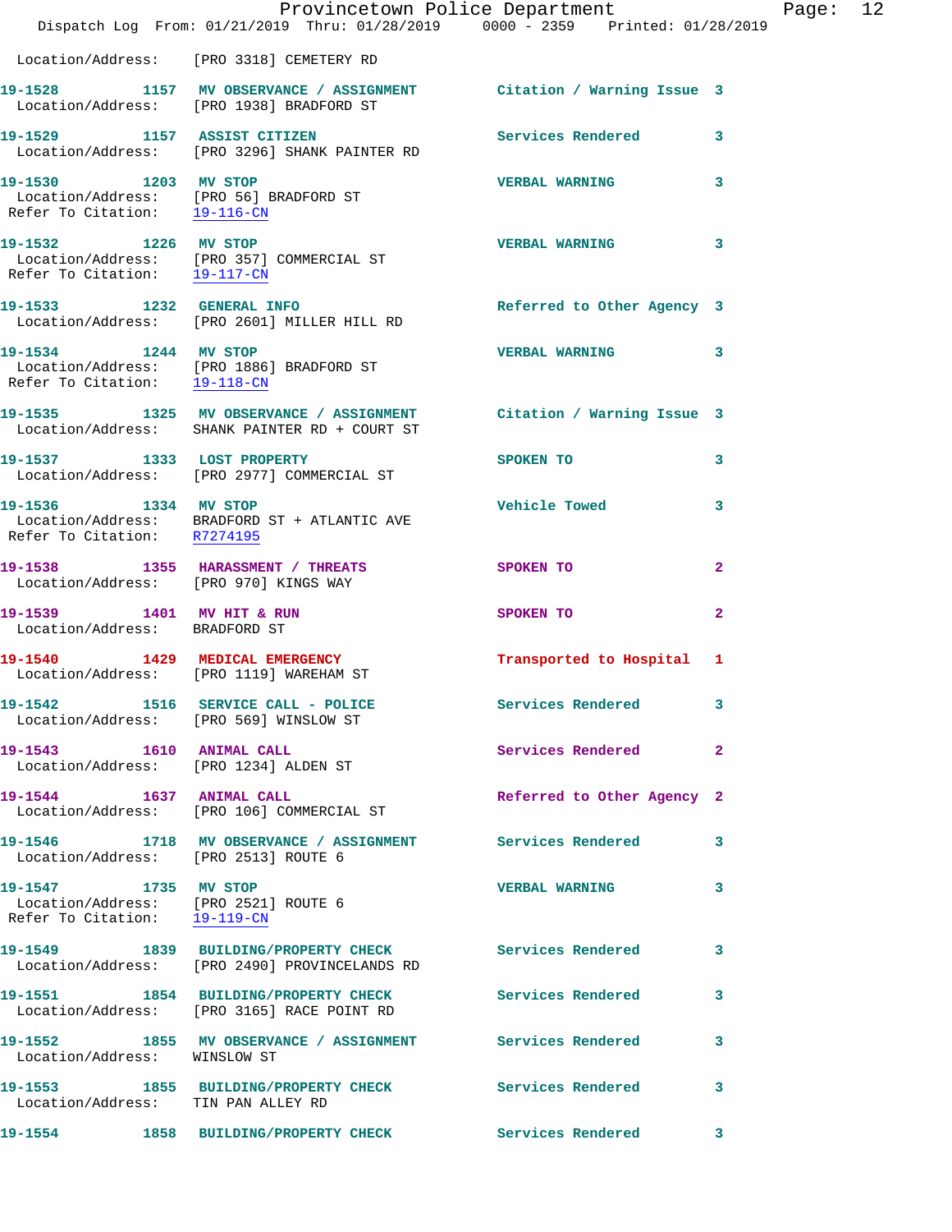Location/Address: [PRO 3318] CEMETERY RD

**19-1528** 1157 **MV OBSERVANCE / ASSIGNMENT** Citation / Warning Issue 3
Location/Address: [PRO 1938] BRADFORD ST

**19-1529** 1157 **ASSIST CITIZEN** Services Rendered 3
Location/Address: [PRO 3296] SHANK PAINTER RD

**19-1530** 1203 **MV STOP** VERBAL WARNING 3
Location/Address: [PRO 56] BRADFORD ST
Refer To Citation: 19-116-CN

**19-1532** 1226 **MV STOP** VERBAL WARNING 3
Location/Address: [PRO 357] COMMERCIAL ST
Refer To Citation: 19-117-CN

**19-1533** 1232 **GENERAL INFO** Referred to Other Agency 3
Location/Address: [PRO 2601] MILLER HILL RD

**19-1534** 1244 **MV STOP** VERBAL WARNING 3
Location/Address: [PRO 1886] BRADFORD ST
Refer To Citation: 19-118-CN

**19-1535** 1325 **MV OBSERVANCE / ASSIGNMENT** Citation / Warning Issue 3
Location/Address: SHANK PAINTER RD + COURT ST

**19-1537** 1333 **LOST PROPERTY** SPOKEN TO 3
Location/Address: [PRO 2977] COMMERCIAL ST

**19-1536** 1334 **MV STOP** Vehicle Towed 3
Location/Address: BRADFORD ST + ATLANTIC AVE
Refer To Citation: R7274195

**19-1538** 1355 **HARASSMENT / THREATS** SPOKEN TO 2
Location/Address: [PRO 970] KINGS WAY

**19-1539** 1401 **MV HIT & RUN** SPOKEN TO 2
Location/Address: BRADFORD ST

**19-1540** 1429 **MEDICAL EMERGENCY** Transported to Hospital 1
Location/Address: [PRO 1119] WAREHAM ST

**19-1542** 1516 **SERVICE CALL - POLICE** Services Rendered 3
Location/Address: [PRO 569] WINSLOW ST

**19-1543** 1610 **ANIMAL CALL** Services Rendered 2
Location/Address: [PRO 1234] ALDEN ST

**19-1544** 1637 **ANIMAL CALL** Referred to Other Agency 2
Location/Address: [PRO 106] COMMERCIAL ST

**19-1546** 1718 **MV OBSERVANCE / ASSIGNMENT** Services Rendered 3
Location/Address: [PRO 2513] ROUTE 6

**19-1547** 1735 **MV STOP** VERBAL WARNING 3
Location/Address: [PRO 2521] ROUTE 6
Refer To Citation: 19-119-CN

**19-1549** 1839 **BUILDING/PROPERTY CHECK** Services Rendered 3
Location/Address: [PRO 2490] PROVINCELANDS RD

**19-1551** 1854 **BUILDING/PROPERTY CHECK** Services Rendered 3
Location/Address: [PRO 3165] RACE POINT RD

**19-1552** 1855 **MV OBSERVANCE / ASSIGNMENT** Services Rendered 3
Location/Address: WINSLOW ST

**19-1553** 1855 **BUILDING/PROPERTY CHECK** Services Rendered 3
Location/Address: TIN PAN ALLEY RD

**19-1554** 1858 **BUILDING/PROPERTY CHECK** Services Rendered 3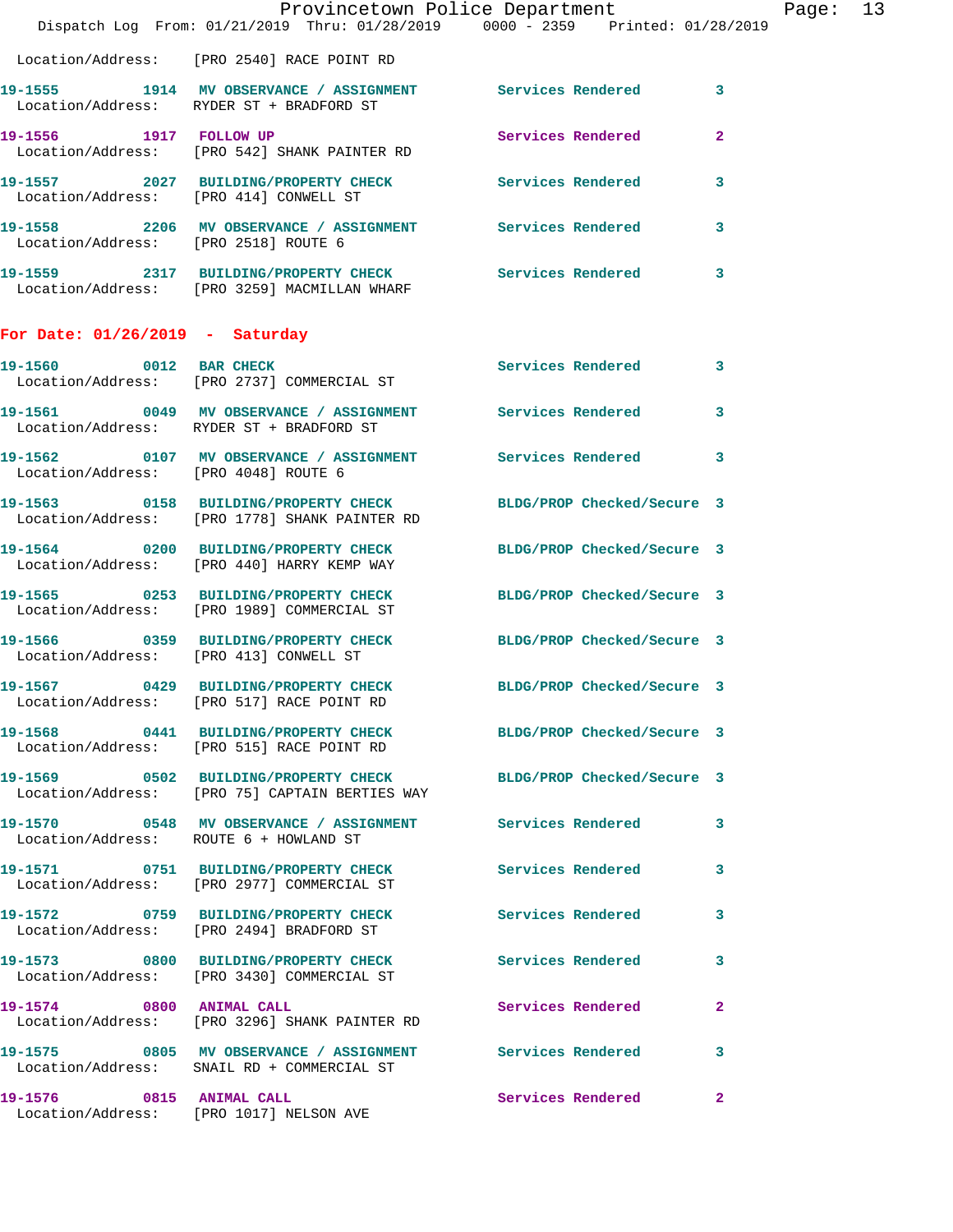Location/Address: [PRO 2540] RACE POINT RD

**19-1555** 1914 **MV OBSERVANCE / ASSIGNMENT** Services Rendered 3
Location/Address: RYDER ST + BRADFORD ST

**19-1556** 1917 **FOLLOW UP** Services Rendered 2
Location/Address: [PRO 542] SHANK PAINTER RD

**19-1557** 2027 **BUILDING/PROPERTY CHECK** Services Rendered 3
Location/Address: [PRO 414] CONWELL ST

**19-1558** 2206 **MV OBSERVANCE / ASSIGNMENT** Services Rendered 3
Location/Address: [PRO 2518] ROUTE 6

**19-1559** 2317 **BUILDING/PROPERTY CHECK** Services Rendered 3
Location/Address: [PRO 3259] MACMILLAN WHARF

## For Date: 01/26/2019 - Saturday

**19-1560** 0012 **BAR CHECK** Services Rendered 3
Location/Address: [PRO 2737] COMMERCIAL ST

**19-1561** 0049 **MV OBSERVANCE / ASSIGNMENT** Services Rendered 3
Location/Address: RYDER ST + BRADFORD ST

**19-1562** 0107 **MV OBSERVANCE / ASSIGNMENT** Services Rendered 3
Location/Address: [PRO 4048] ROUTE 6

**19-1563** 0158 **BUILDING/PROPERTY CHECK** BLDG/PROP Checked/Secure 3
Location/Address: [PRO 1778] SHANK PAINTER RD

**19-1564** 0200 **BUILDING/PROPERTY CHECK** BLDG/PROP Checked/Secure 3
Location/Address: [PRO 440] HARRY KEMP WAY

**19-1565** 0253 **BUILDING/PROPERTY CHECK** BLDG/PROP Checked/Secure 3
Location/Address: [PRO 1989] COMMERCIAL ST

**19-1566** 0359 **BUILDING/PROPERTY CHECK** BLDG/PROP Checked/Secure 3
Location/Address: [PRO 413] CONWELL ST

**19-1567** 0429 **BUILDING/PROPERTY CHECK** BLDG/PROP Checked/Secure 3
Location/Address: [PRO 517] RACE POINT RD

**19-1568** 0441 **BUILDING/PROPERTY CHECK** BLDG/PROP Checked/Secure 3
Location/Address: [PRO 515] RACE POINT RD

**19-1569** 0502 **BUILDING/PROPERTY CHECK** BLDG/PROP Checked/Secure 3
Location/Address: [PRO 75] CAPTAIN BERTIES WAY

**19-1570** 0548 **MV OBSERVANCE / ASSIGNMENT** Services Rendered 3
Location/Address: ROUTE 6 + HOWLAND ST

**19-1571** 0751 **BUILDING/PROPERTY CHECK** Services Rendered 3
Location/Address: [PRO 2977] COMMERCIAL ST

**19-1572** 0759 **BUILDING/PROPERTY CHECK** Services Rendered 3
Location/Address: [PRO 2494] BRADFORD ST

**19-1573** 0800 **BUILDING/PROPERTY CHECK** Services Rendered 3
Location/Address: [PRO 3430] COMMERCIAL ST

**19-1574** 0800 **ANIMAL CALL** Services Rendered 2
Location/Address: [PRO 3296] SHANK PAINTER RD

**19-1575** 0805 **MV OBSERVANCE / ASSIGNMENT** Services Rendered 3
Location/Address: SNAIL RD + COMMERCIAL ST

**19-1576** 0815 **ANIMAL CALL** Services Rendered 2
Location/Address: [PRO 1017] NELSON AVE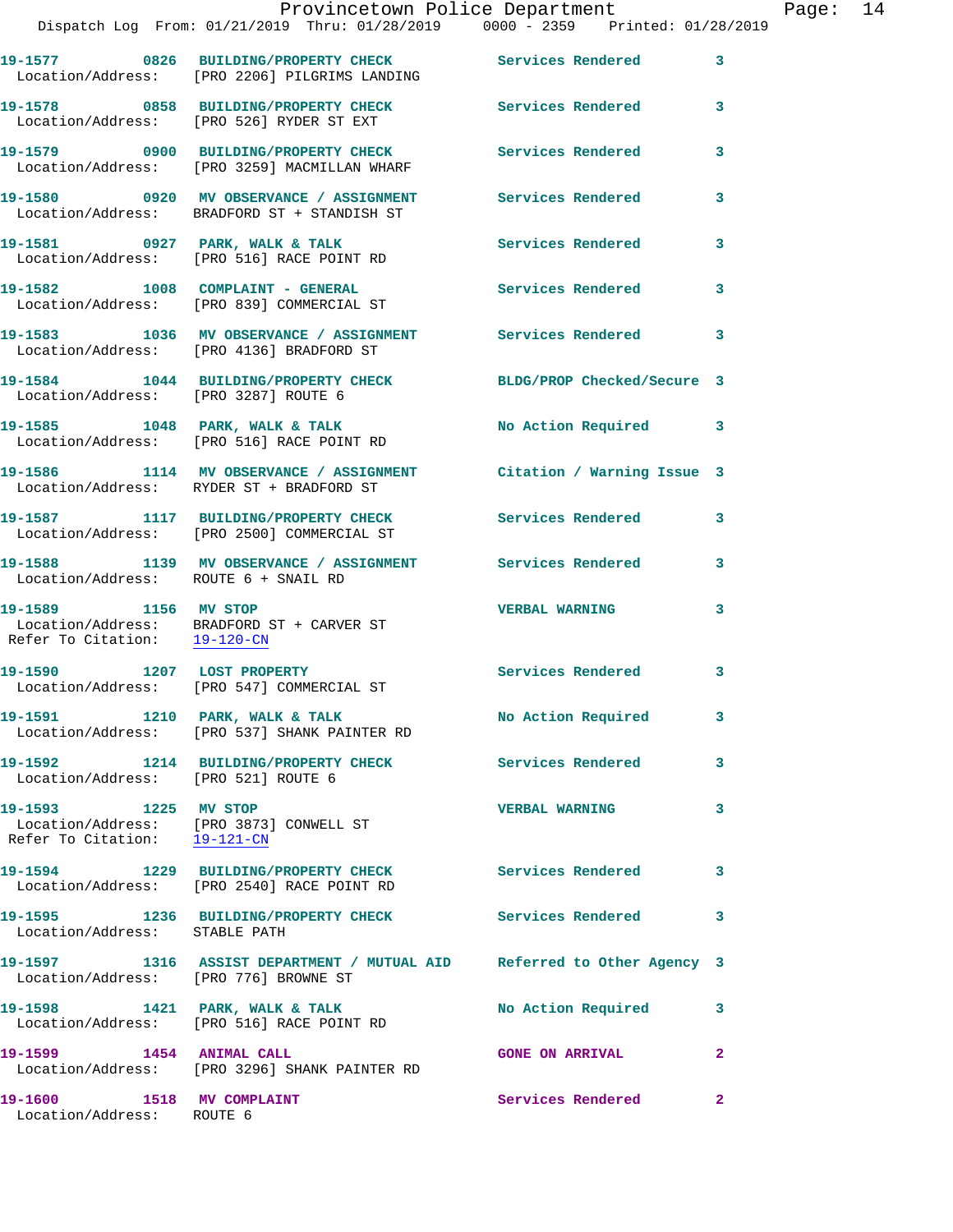19-1577 0826 BUILDING/PROPERTY CHECK Services Rendered 3
Location/Address: [PRO 2206] PILGRIMS LANDING

19-1578 0858 BUILDING/PROPERTY CHECK Services Rendered 3
Location/Address: [PRO 526] RYDER ST EXT

19-1579 0900 BUILDING/PROPERTY CHECK Services Rendered 3
Location/Address: [PRO 3259] MACMILLAN WHARF

19-1580 0920 MV OBSERVANCE / ASSIGNMENT Services Rendered 3
Location/Address: BRADFORD ST + STANDISH ST

19-1581 0927 PARK, WALK & TALK Services Rendered 3
Location/Address: [PRO 516] RACE POINT RD

19-1582 1008 COMPLAINT - GENERAL Services Rendered 3
Location/Address: [PRO 839] COMMERCIAL ST

19-1583 1036 MV OBSERVANCE / ASSIGNMENT Services Rendered 3
Location/Address: [PRO 4136] BRADFORD ST

19-1584 1044 BUILDING/PROPERTY CHECK BLDG/PROP Checked/Secure 3
Location/Address: [PRO 3287] ROUTE 6

19-1585 1048 PARK, WALK & TALK No Action Required 3
Location/Address: [PRO 516] RACE POINT RD

19-1586 1114 MV OBSERVANCE / ASSIGNMENT Citation / Warning Issue 3
Location/Address: RYDER ST + BRADFORD ST

19-1587 1117 BUILDING/PROPERTY CHECK Services Rendered 3
Location/Address: [PRO 2500] COMMERCIAL ST

19-1588 1139 MV OBSERVANCE / ASSIGNMENT Services Rendered 3
Location/Address: ROUTE 6 + SNAIL RD

19-1589 1156 MV STOP VERBAL WARNING 3
Location/Address: BRADFORD ST + CARVER ST
Refer To Citation: 19-120-CN

19-1590 1207 LOST PROPERTY Services Rendered 3
Location/Address: [PRO 547] COMMERCIAL ST

19-1591 1210 PARK, WALK & TALK No Action Required 3
Location/Address: [PRO 537] SHANK PAINTER RD

19-1592 1214 BUILDING/PROPERTY CHECK Services Rendered 3
Location/Address: [PRO 521] ROUTE 6

19-1593 1225 MV STOP VERBAL WARNING 3
Location/Address: [PRO 3873] CONWELL ST
Refer To Citation: 19-121-CN

19-1594 1229 BUILDING/PROPERTY CHECK Services Rendered 3
Location/Address: [PRO 2540] RACE POINT RD

19-1595 1236 BUILDING/PROPERTY CHECK Services Rendered 3
Location/Address: STABLE PATH

19-1597 1316 ASSIST DEPARTMENT / MUTUAL AID Referred to Other Agency 3
Location/Address: [PRO 776] BROWNE ST

19-1598 1421 PARK, WALK & TALK No Action Required 3
Location/Address: [PRO 516] RACE POINT RD

19-1599 1454 ANIMAL CALL GONE ON ARRIVAL 2
Location/Address: [PRO 3296] SHANK PAINTER RD

19-1600 1518 MV COMPLAINT Services Rendered 2
Location/Address: ROUTE 6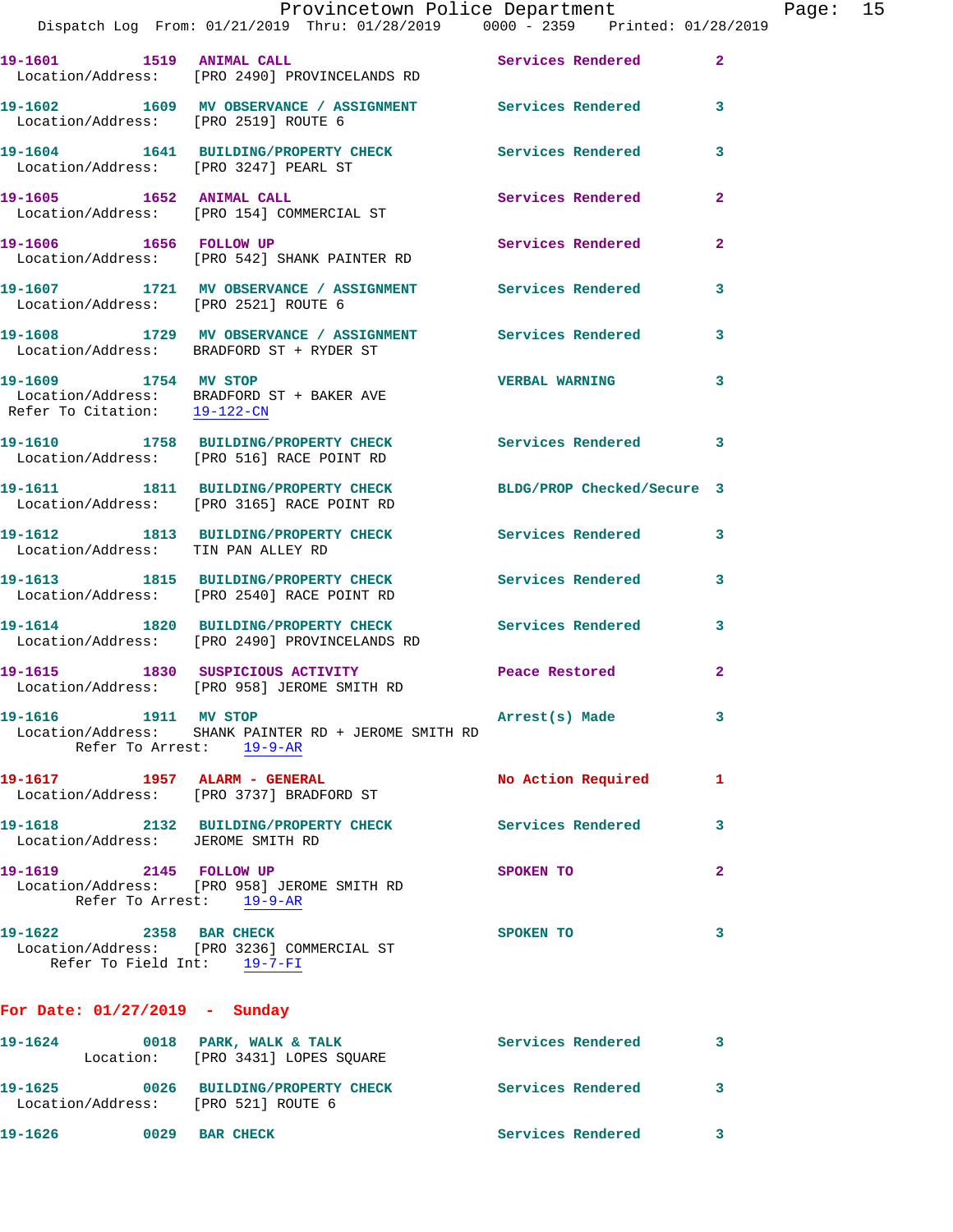**19-1601 1519 ANIMAL CALL** Services Rendered 2
Location/Address: [PRO 2490] PROVINCELANDS RD

**19-1602 1609 MV OBSERVANCE / ASSIGNMENT** Services Rendered 3
Location/Address: [PRO 2519] ROUTE 6

**19-1604 1641 BUILDING/PROPERTY CHECK** Services Rendered 3
Location/Address: [PRO 3247] PEARL ST

**19-1605 1652 ANIMAL CALL** Services Rendered 2
Location/Address: [PRO 154] COMMERCIAL ST

**19-1606 1656 FOLLOW UP** Services Rendered 2
Location/Address: [PRO 542] SHANK PAINTER RD

**19-1607 1721 MV OBSERVANCE / ASSIGNMENT** Services Rendered 3
Location/Address: [PRO 2521] ROUTE 6

**19-1608 1729 MV OBSERVANCE / ASSIGNMENT** Services Rendered 3
Location/Address: BRADFORD ST + RYDER ST

**19-1609 1754 MV STOP** VERBAL WARNING 3
Location/Address: BRADFORD ST + BAKER AVE
Refer To Citation: 19-122-CN

**19-1610 1758 BUILDING/PROPERTY CHECK** Services Rendered 3
Location/Address: [PRO 516] RACE POINT RD

**19-1611 1811 BUILDING/PROPERTY CHECK** BLDG/PROP Checked/Secure 3
Location/Address: [PRO 3165] RACE POINT RD

**19-1612 1813 BUILDING/PROPERTY CHECK** Services Rendered 3
Location/Address: TIN PAN ALLEY RD

**19-1613 1815 BUILDING/PROPERTY CHECK** Services Rendered 3
Location/Address: [PRO 2540] RACE POINT RD

**19-1614 1820 BUILDING/PROPERTY CHECK** Services Rendered 3
Location/Address: [PRO 2490] PROVINCELANDS RD

**19-1615 1830 SUSPICIOUS ACTIVITY** Peace Restored 2
Location/Address: [PRO 958] JEROME SMITH RD

**19-1616 1911 MV STOP** Arrest(s) Made 3
Location/Address: SHANK PAINTER RD + JEROME SMITH RD
Refer To Arrest: 19-9-AR

**19-1617 1957 ALARM - GENERAL** No Action Required 1
Location/Address: [PRO 3737] BRADFORD ST

**19-1618 2132 BUILDING/PROPERTY CHECK** Services Rendered 3
Location/Address: JEROME SMITH RD

**19-1619 2145 FOLLOW UP** SPOKEN TO 2
Location/Address: [PRO 958] JEROME SMITH RD
Refer To Arrest: 19-9-AR

**19-1622 2358 BAR CHECK** SPOKEN TO 3
Location/Address: [PRO 3236] COMMERCIAL ST
Refer To Field Int: 19-7-FI

## For Date: 01/27/2019 - Sunday

**19-1624 0018 PARK, WALK & TALK** Services Rendered 3
Location: [PRO 3431] LOPES SQUARE

**19-1625 0026 BUILDING/PROPERTY CHECK** Services Rendered 3
Location/Address: [PRO 521] ROUTE 6

**19-1626 0029 BAR CHECK** Services Rendered 3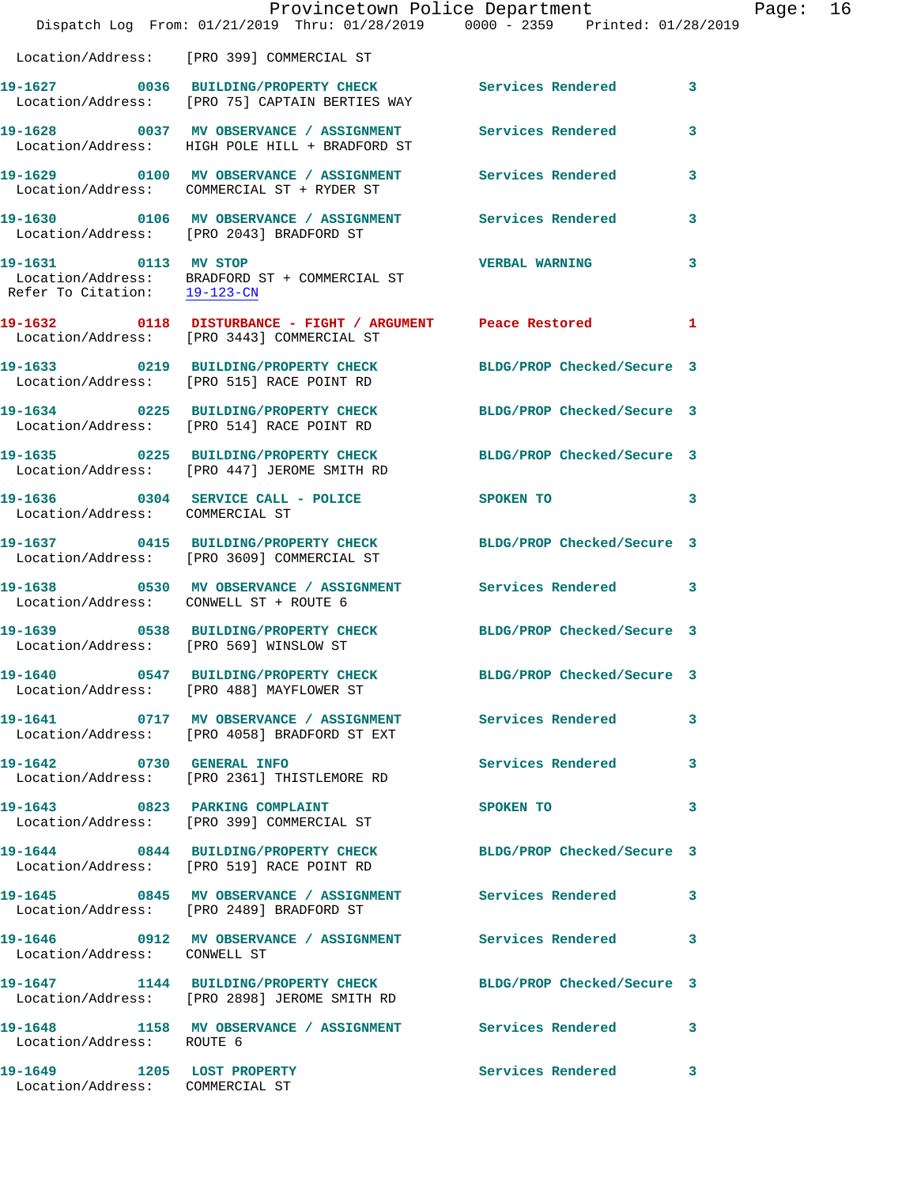Location/Address: [PRO 399] COMMERCIAL ST

**19-1627 0036 BUILDING/PROPERTY CHECK** Services Rendered 3
Location/Address: [PRO 75] CAPTAIN BERTIES WAY

**19-1628 0037 MV OBSERVANCE / ASSIGNMENT** Services Rendered 3
Location/Address: HIGH POLE HILL + BRADFORD ST

**19-1629 0100 MV OBSERVANCE / ASSIGNMENT** Services Rendered 3
Location/Address: COMMERCIAL ST + RYDER ST

**19-1630 0106 MV OBSERVANCE / ASSIGNMENT** Services Rendered 3
Location/Address: [PRO 2043] BRADFORD ST

**19-1631 0113 MV STOP** VERBAL WARNING 3
Location/Address: BRADFORD ST + COMMERCIAL ST
Refer To Citation: 19-123-CN

**19-1632 0118 DISTURBANCE - FIGHT / ARGUMENT** Peace Restored 1
Location/Address: [PRO 3443] COMMERCIAL ST

**19-1633 0219 BUILDING/PROPERTY CHECK** BLDG/PROP Checked/Secure 3
Location/Address: [PRO 515] RACE POINT RD

**19-1634 0225 BUILDING/PROPERTY CHECK** BLDG/PROP Checked/Secure 3
Location/Address: [PRO 514] RACE POINT RD

**19-1635 0225 BUILDING/PROPERTY CHECK** BLDG/PROP Checked/Secure 3
Location/Address: [PRO 447] JEROME SMITH RD

**19-1636 0304 SERVICE CALL - POLICE** SPOKEN TO 3
Location/Address: COMMERCIAL ST

**19-1637 0415 BUILDING/PROPERTY CHECK** BLDG/PROP Checked/Secure 3
Location/Address: [PRO 3609] COMMERCIAL ST

**19-1638 0530 MV OBSERVANCE / ASSIGNMENT** Services Rendered 3
Location/Address: CONWELL ST + ROUTE 6

**19-1639 0538 BUILDING/PROPERTY CHECK** BLDG/PROP Checked/Secure 3
Location/Address: [PRO 569] WINSLOW ST

**19-1640 0547 BUILDING/PROPERTY CHECK** BLDG/PROP Checked/Secure 3
Location/Address: [PRO 488] MAYFLOWER ST

**19-1641 0717 MV OBSERVANCE / ASSIGNMENT** Services Rendered 3
Location/Address: [PRO 4058] BRADFORD ST EXT

**19-1642 0730 GENERAL INFO** Services Rendered 3
Location/Address: [PRO 2361] THISTLEMORE RD

**19-1643 0823 PARKING COMPLAINT** SPOKEN TO 3
Location/Address: [PRO 399] COMMERCIAL ST

**19-1644 0844 BUILDING/PROPERTY CHECK** BLDG/PROP Checked/Secure 3
Location/Address: [PRO 519] RACE POINT RD

**19-1645 0845 MV OBSERVANCE / ASSIGNMENT** Services Rendered 3
Location/Address: [PRO 2489] BRADFORD ST

**19-1646 0912 MV OBSERVANCE / ASSIGNMENT** Services Rendered 3
Location/Address: CONWELL ST

**19-1647 1144 BUILDING/PROPERTY CHECK** BLDG/PROP Checked/Secure 3
Location/Address: [PRO 2898] JEROME SMITH RD

**19-1648 1158 MV OBSERVANCE / ASSIGNMENT** Services Rendered 3
Location/Address: ROUTE 6

**19-1649 1205 LOST PROPERTY** Services Rendered 3
Location/Address: COMMERCIAL ST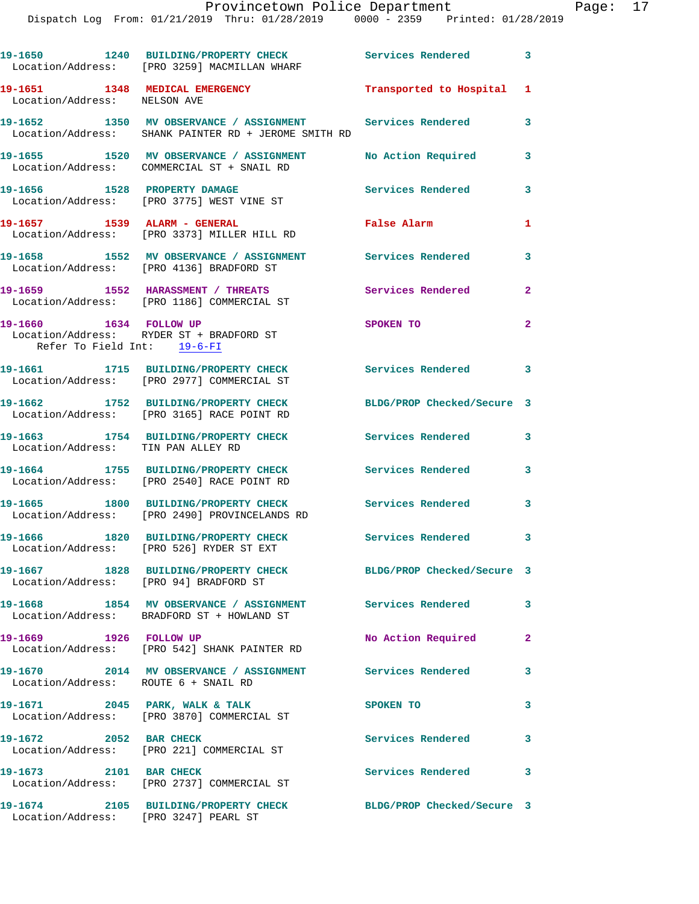19-1650 1240 BUILDING/PROPERTY CHECK Services Rendered 3
Location/Address: [PRO 3259] MACMILLAN WHARF

19-1651 1348 MEDICAL EMERGENCY Transported to Hospital 1
Location/Address: NELSON AVE

19-1652 1350 MV OBSERVANCE / ASSIGNMENT Services Rendered 3
Location/Address: SHANK PAINTER RD + JEROME SMITH RD

19-1655 1520 MV OBSERVANCE / ASSIGNMENT No Action Required 3
Location/Address: COMMERCIAL ST + SNAIL RD

19-1656 1528 PROPERTY DAMAGE Services Rendered 3
Location/Address: [PRO 3775] WEST VINE ST

19-1657 1539 ALARM - GENERAL False Alarm 1
Location/Address: [PRO 3373] MILLER HILL RD

19-1658 1552 MV OBSERVANCE / ASSIGNMENT Services Rendered 3
Location/Address: [PRO 4136] BRADFORD ST

19-1659 1552 HARASSMENT / THREATS Services Rendered 2
Location/Address: [PRO 1186] COMMERCIAL ST

19-1660 1634 FOLLOW UP SPOKEN TO 2
Location/Address: RYDER ST + BRADFORD ST
Refer To Field Int: 19-6-FI

19-1661 1715 BUILDING/PROPERTY CHECK Services Rendered 3
Location/Address: [PRO 2977] COMMERCIAL ST

19-1662 1752 BUILDING/PROPERTY CHECK BLDG/PROP Checked/Secure 3
Location/Address: [PRO 3165] RACE POINT RD

19-1663 1754 BUILDING/PROPERTY CHECK Services Rendered 3
Location/Address: TIN PAN ALLEY RD

19-1664 1755 BUILDING/PROPERTY CHECK Services Rendered 3
Location/Address: [PRO 2540] RACE POINT RD

19-1665 1800 BUILDING/PROPERTY CHECK Services Rendered 3
Location/Address: [PRO 2490] PROVINCELANDS RD

19-1666 1820 BUILDING/PROPERTY CHECK Services Rendered 3
Location/Address: [PRO 526] RYDER ST EXT

19-1667 1828 BUILDING/PROPERTY CHECK BLDG/PROP Checked/Secure 3
Location/Address: [PRO 94] BRADFORD ST

19-1668 1854 MV OBSERVANCE / ASSIGNMENT Services Rendered 3
Location/Address: BRADFORD ST + HOWLAND ST

19-1669 1926 FOLLOW UP No Action Required 2
Location/Address: [PRO 542] SHANK PAINTER RD

19-1670 2014 MV OBSERVANCE / ASSIGNMENT Services Rendered 3
Location/Address: ROUTE 6 + SNAIL RD

19-1671 2045 PARK, WALK & TALK SPOKEN TO 3
Location/Address: [PRO 3870] COMMERCIAL ST

19-1672 2052 BAR CHECK Services Rendered 3
Location/Address: [PRO 221] COMMERCIAL ST

19-1673 2101 BAR CHECK Services Rendered 3
Location/Address: [PRO 2737] COMMERCIAL ST

19-1674 2105 BUILDING/PROPERTY CHECK BLDG/PROP Checked/Secure 3
Location/Address: [PRO 3247] PEARL ST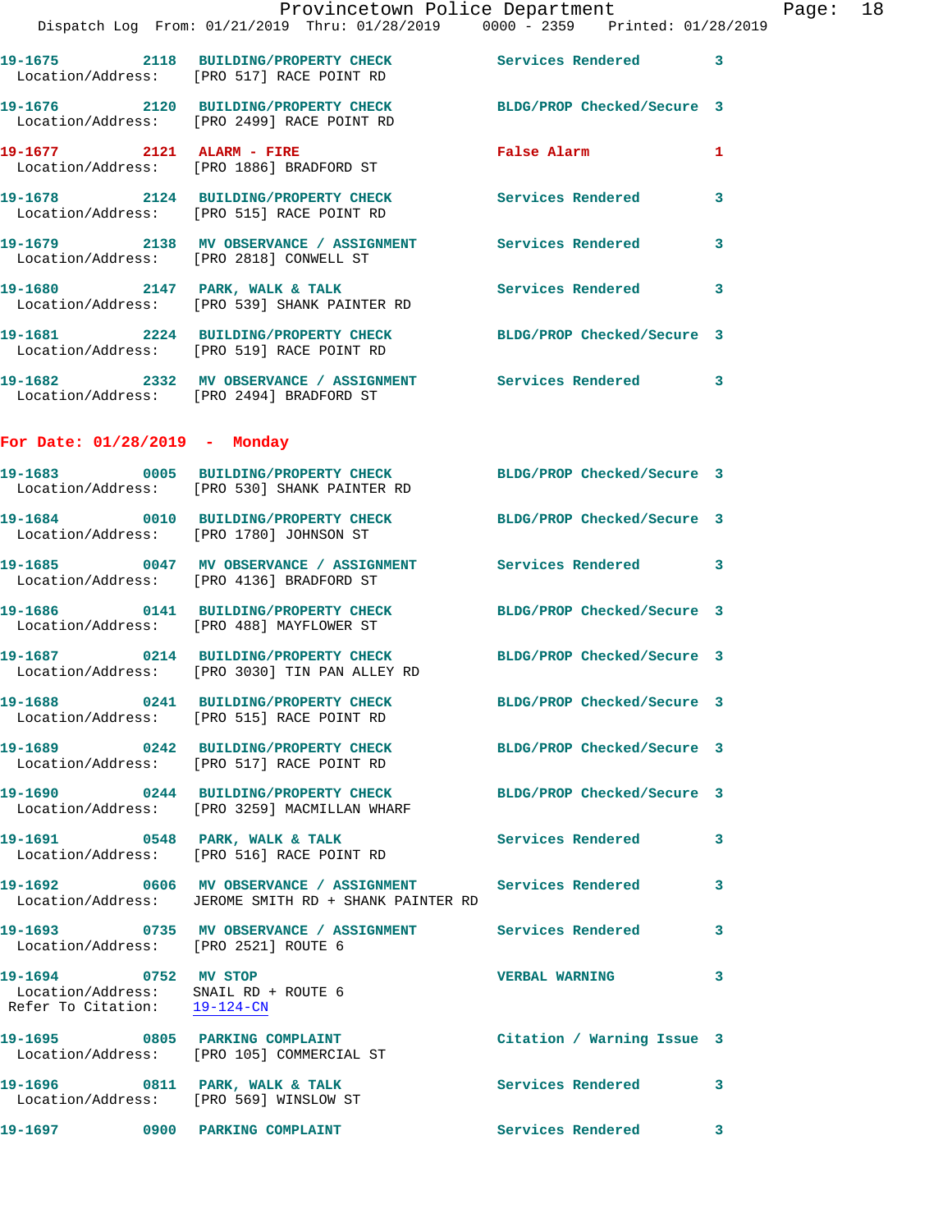19-1675 2118 BUILDING/PROPERTY CHECK Services Rendered 3
Location/Address: [PRO 517] RACE POINT RD

19-1676 2120 BUILDING/PROPERTY CHECK BLDG/PROP Checked/Secure 3
Location/Address: [PRO 2499] RACE POINT RD

19-1677 2121 ALARM - FIRE False Alarm 1
Location/Address: [PRO 1886] BRADFORD ST

19-1678 2124 BUILDING/PROPERTY CHECK Services Rendered 3
Location/Address: [PRO 515] RACE POINT RD

19-1679 2138 MV OBSERVANCE / ASSIGNMENT Services Rendered 3
Location/Address: [PRO 2818] CONWELL ST

19-1680 2147 PARK, WALK & TALK Services Rendered 3
Location/Address: [PRO 539] SHANK PAINTER RD

19-1681 2224 BUILDING/PROPERTY CHECK BLDG/PROP Checked/Secure 3
Location/Address: [PRO 519] RACE POINT RD

19-1682 2332 MV OBSERVANCE / ASSIGNMENT Services Rendered 3
Location/Address: [PRO 2494] BRADFORD ST

**For Date: 01/28/2019 - Monday**

19-1683 0005 BUILDING/PROPERTY CHECK BLDG/PROP Checked/Secure 3
Location/Address: [PRO 530] SHANK PAINTER RD

19-1684 0010 BUILDING/PROPERTY CHECK BLDG/PROP Checked/Secure 3
Location/Address: [PRO 1780] JOHNSON ST

19-1685 0047 MV OBSERVANCE / ASSIGNMENT Services Rendered 3
Location/Address: [PRO 4136] BRADFORD ST

19-1686 0141 BUILDING/PROPERTY CHECK BLDG/PROP Checked/Secure 3
Location/Address: [PRO 488] MAYFLOWER ST

19-1687 0214 BUILDING/PROPERTY CHECK BLDG/PROP Checked/Secure 3
Location/Address: [PRO 3030] TIN PAN ALLEY RD

19-1688 0241 BUILDING/PROPERTY CHECK BLDG/PROP Checked/Secure 3
Location/Address: [PRO 515] RACE POINT RD

19-1689 0242 BUILDING/PROPERTY CHECK BLDG/PROP Checked/Secure 3
Location/Address: [PRO 517] RACE POINT RD

19-1690 0244 BUILDING/PROPERTY CHECK BLDG/PROP Checked/Secure 3
Location/Address: [PRO 3259] MACMILLAN WHARF

19-1691 0548 PARK, WALK & TALK Services Rendered 3
Location/Address: [PRO 516] RACE POINT RD

19-1692 0606 MV OBSERVANCE / ASSIGNMENT Services Rendered 3
Location/Address: JEROME SMITH RD + SHANK PAINTER RD

19-1693 0735 MV OBSERVANCE / ASSIGNMENT Services Rendered 3
Location/Address: [PRO 2521] ROUTE 6

19-1694 0752 MV STOP VERBAL WARNING 3
Location/Address: SNAIL RD + ROUTE 6
Refer To Citation: 19-124-CN

19-1695 0805 PARKING COMPLAINT Citation / Warning Issue 3
Location/Address: [PRO 105] COMMERCIAL ST

19-1696 0811 PARK, WALK & TALK Services Rendered 3
Location/Address: [PRO 569] WINSLOW ST

19-1697 0900 PARKING COMPLAINT Services Rendered 3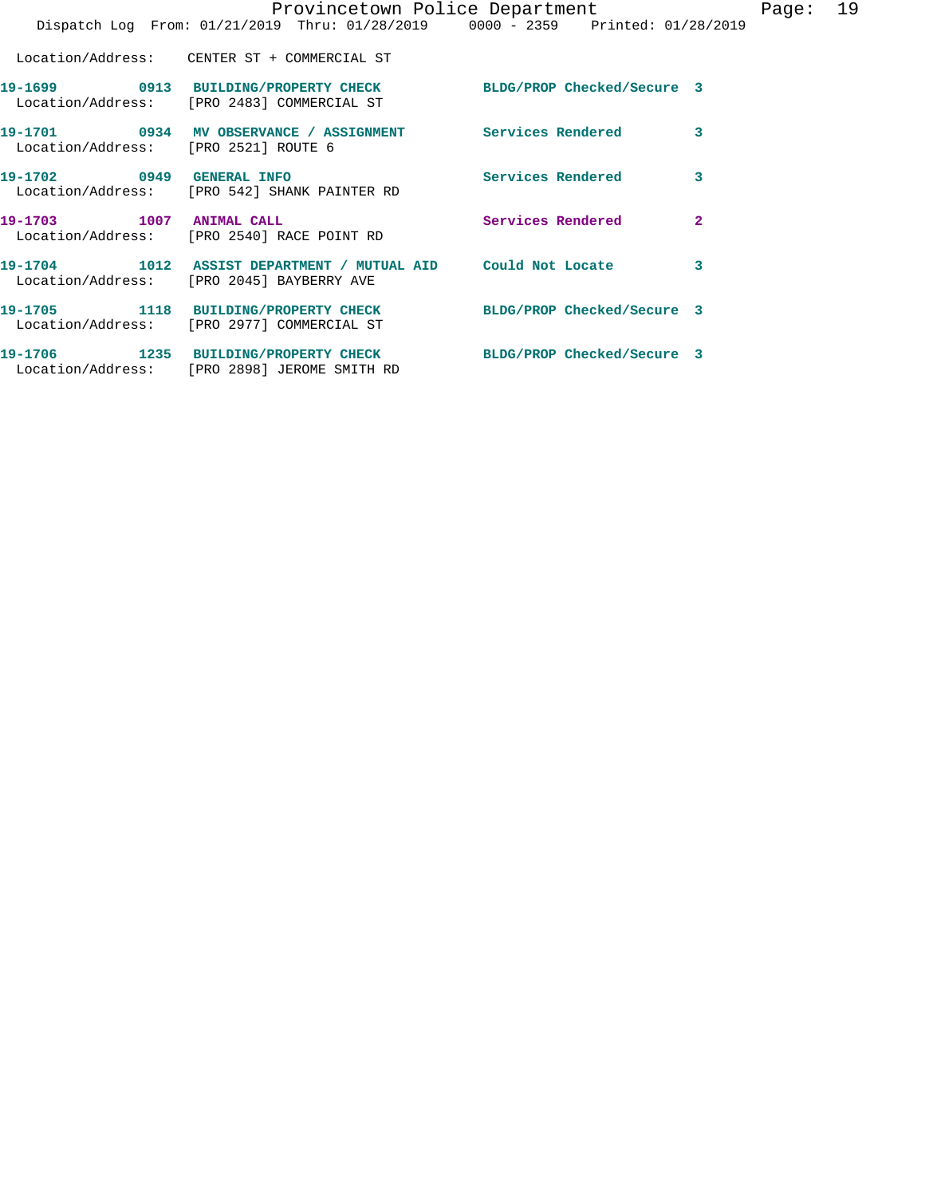Location/Address: CENTER ST + COMMERCIAL ST

**19-1699** 0913 **BUILDING/PROPERTY CHECK** BLDG/PROP Checked/Secure 3
Location/Address: [PRO 2483] COMMERCIAL ST

**19-1701** 0934 **MV OBSERVANCE / ASSIGNMENT** Services Rendered 3
Location/Address: [PRO 2521] ROUTE 6

**19-1702** 0949 **GENERAL INFO** Services Rendered 3
Location/Address: [PRO 542] SHANK PAINTER RD

**19-1703** 1007 **ANIMAL CALL** Services Rendered 2
Location/Address: [PRO 2540] RACE POINT RD

**19-1704** 1012 **ASSIST DEPARTMENT / MUTUAL AID** Could Not Locate 3
Location/Address: [PRO 2045] BAYBERRY AVE

**19-1705** 1118 **BUILDING/PROPERTY CHECK** BLDG/PROP Checked/Secure 3
Location/Address: [PRO 2977] COMMERCIAL ST

**19-1706** 1235 **BUILDING/PROPERTY CHECK** BLDG/PROP Checked/Secure 3
Location/Address: [PRO 2898] JEROME SMITH RD